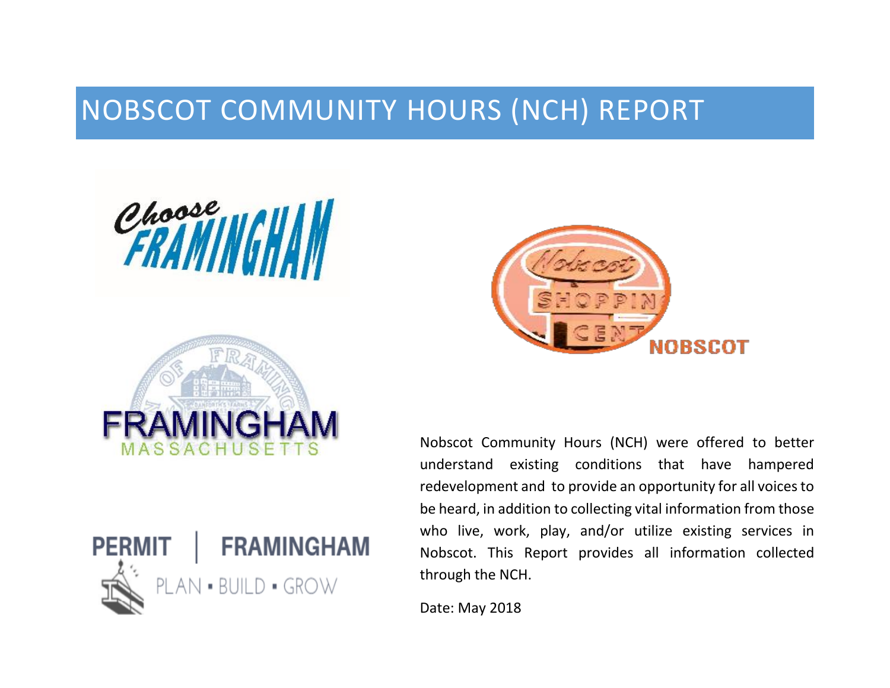# NOBSCOT COMMUNITY HOURS (NCH) REPORT

Nobscot Community Hours (NCH) were offered to better understand existing conditions that have hampered redevelopment and to provide an opportunity for all voices to be heard, in addition to collecting vital information from those who live, work, play, and/or utilize existing services in Nobscot. This Report provides all information collected through the NCH.

Date: May 2018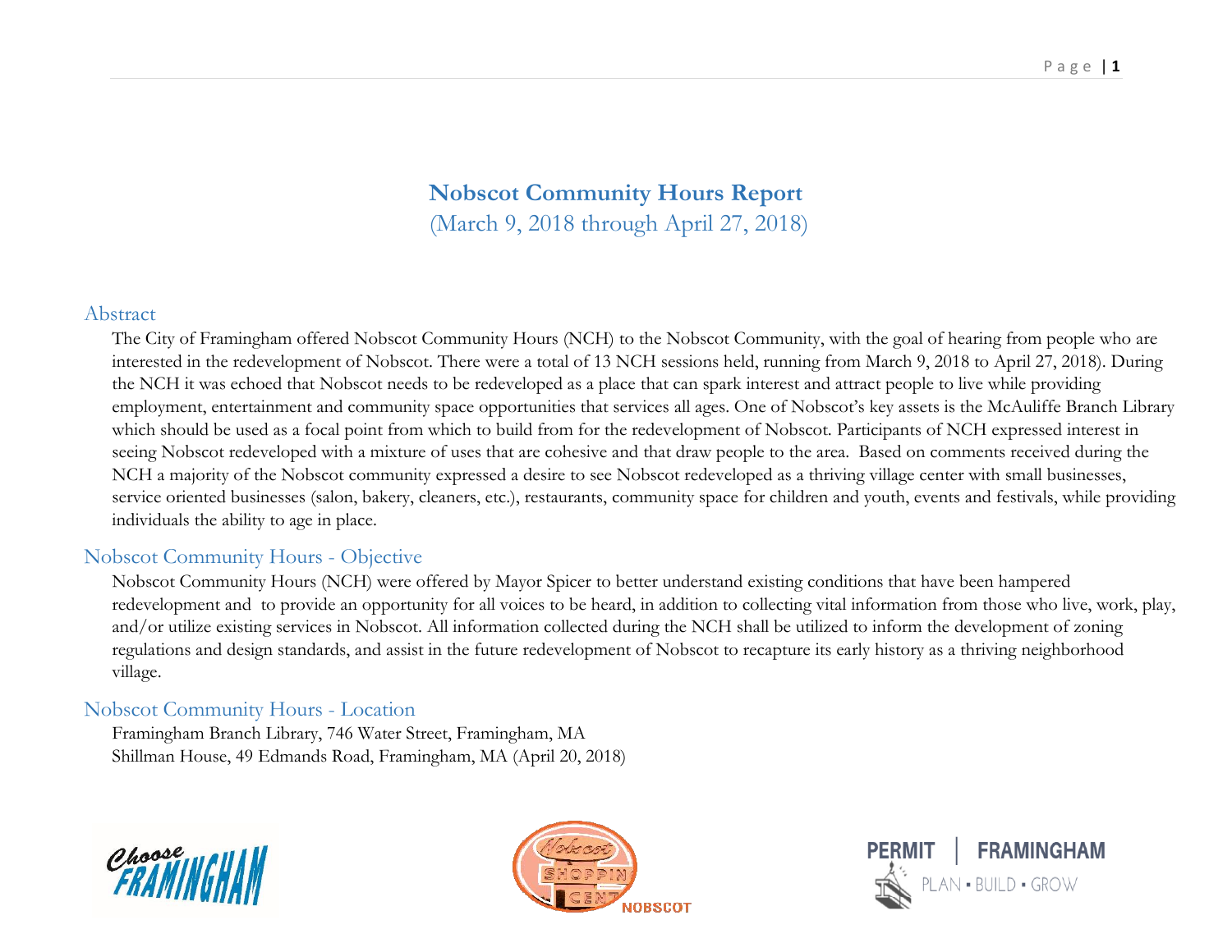# Nobscot Community Hours Report

(March 9, 2018 through April 27, 2018)

## Abstract

The City of Framingham offered Nobscot Community Hours (NCH) to the Nobscot Community, with the goal of hearing from people who are interested in the redevelopment of Nobscot. There were a total of 13 NCH sessions held, running from March 9, 2018 to April 27, 2018). During the NCH it was echoed that Nobscot needs to be redeveloped as a place that can spark interest and attract people to live while providing employment, entertainment and community space opportunities that services all ages. One of Nobscot's key assets is the McAuliffe Branch Library which should be used as a focal point from which to build from for the redevelopment of Nobscot. Participants of NCH expressed interest in seeing Nobscot redeveloped with a mixture of uses that are cohesive and that draw people to the area. Based on comments received during the NCH a majority of the Nobscot community expressed a desire to see Nobscot redeveloped as a thriving village center with small businesses, service oriented businesses (salon, bakery, cleaners, etc.), restaurants, community space for children and youth, events and festivals, while providing individuals the ability to age in place.

## Nobscot Community Hours - Objective

Nobscot Community Hours (NCH) were offered by Mayor Spicer to better understand existing conditions that have been hampered redevelopment and to provide an opportunity for all voices to be heard, in addition to collecting vital information from those who live, work, play, and/or utilize existing services in Nobscot. All information collected during the NCH shall be utilized to inform the development of zoning regulations and design standards, and assist in the future redevelopment of Nobscot to recapture its early history as a thriving neighborhood village.

## Nobscot Community Hours - Location

Framingham Branch Library, 746 Water Street, Framingham, MA
Shillman House, 49 Edmands Road, Framingham, MA (April 20, 2018)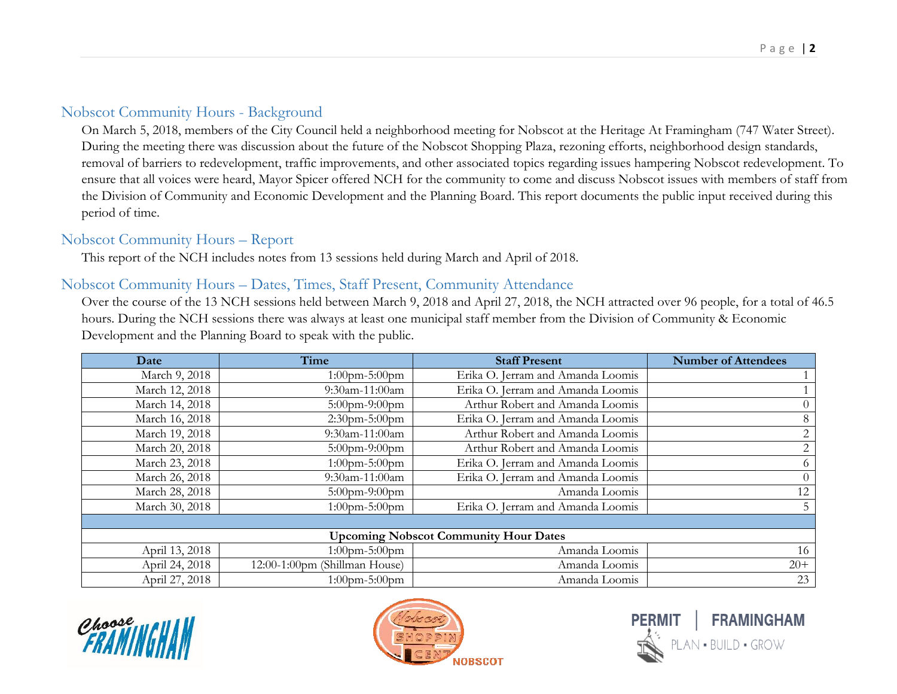## Nobscot Community Hours - Background

On March 5, 2018, members of the City Council held a neighborhood meeting for Nobscot at the Heritage At Framingham (747 Water Street). During the meeting there was discussion about the future of the Nobscot Shopping Plaza, rezoning efforts, neighborhood design standards, removal of barriers to redevelopment, traffic improvements, and other associated topics regarding issues hampering Nobscot redevelopment. To ensure that all voices were heard, Mayor Spicer offered NCH for the community to come and discuss Nobscot issues with members of staff from the Division of Community and Economic Development and the Planning Board. This report documents the public input received during this period of time.

## Nobscot Community Hours – Report

This report of the NCH includes notes from 13 sessions held during March and April of 2018.

## Nobscot Community Hours – Dates, Times, Staff Present, Community Attendance

Over the course of the 13 NCH sessions held between March 9, 2018 and April 27, 2018, the NCH attracted over 96 people, for a total of 46.5 hours. During the NCH sessions there was always at least one municipal staff member from the Division of Community & Economic Development and the Planning Board to speak with the public.

| Date | Time | Staff Present | Number of Attendees |
|---|---|---|---|
| March 9, 2018 | 1:00pm-5:00pm | Erika O. Jerram and Amanda Loomis | 1 |
| March 12, 2018 | 9:30am-11:00am | Erika O. Jerram and Amanda Loomis | 1 |
| March 14, 2018 | 5:00pm-9:00pm | Arthur Robert and Amanda Loomis | 0 |
| March 16, 2018 | 2:30pm-5:00pm | Erika O. Jerram and Amanda Loomis | 8 |
| March 19, 2018 | 9:30am-11:00am | Arthur Robert and Amanda Loomis | 2 |
| March 20, 2018 | 5:00pm-9:00pm | Arthur Robert and Amanda Loomis | 2 |
| March 23, 2018 | 1:00pm-5:00pm | Erika O. Jerram and Amanda Loomis | 6 |
| March 26, 2018 | 9:30am-11:00am | Erika O. Jerram and Amanda Loomis | 0 |
| March 28, 2018 | 5:00pm-9:00pm | Amanda Loomis | 12 |
| March 30, 2018 | 1:00pm-5:00pm | Erika O. Jerram and Amanda Loomis | 5 |
| | | | |
| **Upcoming Nobscot Community Hour Dates** | | | |
| April 13, 2018 | 1:00pm-5:00pm | Amanda Loomis | 16 |
| April 24, 2018 | 12:00-1:00pm (Shillman House) | Amanda Loomis | 20+ |
| April 27, 2018 | 1:00pm-5:00pm | Amanda Loomis | 23 |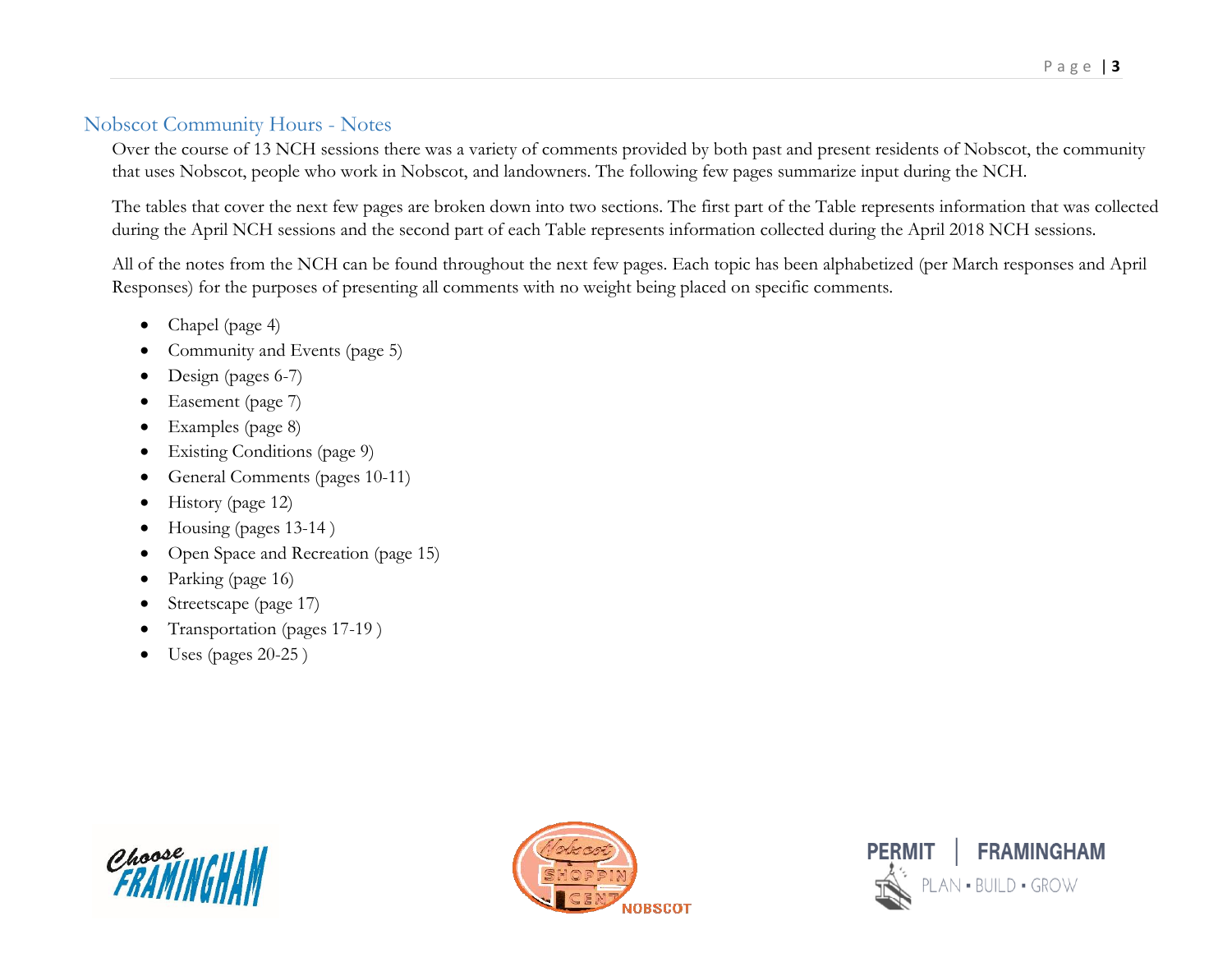## Nobscot Community Hours - Notes

Over the course of 13 NCH sessions there was a variety of comments provided by both past and present residents of Nobscot, the community that uses Nobscot, people who work in Nobscot, and landowners. The following few pages summarize input during the NCH.

The tables that cover the next few pages are broken down into two sections. The first part of the Table represents information that was collected during the April NCH sessions and the second part of each Table represents information collected during the April 2018 NCH sessions.

All of the notes from the NCH can be found throughout the next few pages. Each topic has been alphabetized (per March responses and April Responses) for the purposes of presenting all comments with no weight being placed on specific comments.

- Chapel (page 4)
- Community and Events (page 5)
- Design (pages 6-7)
- Easement (page 7)
- Examples (page 8)
- Existing Conditions (page 9)
- General Comments (pages 10-11)
- History (page 12)
- Housing (pages 13-14 )
- Open Space and Recreation (page 15)
- Parking (page 16)
- Streetscape (page 17)
- Transportation (pages 17-19 )
- Uses (pages 20-25 )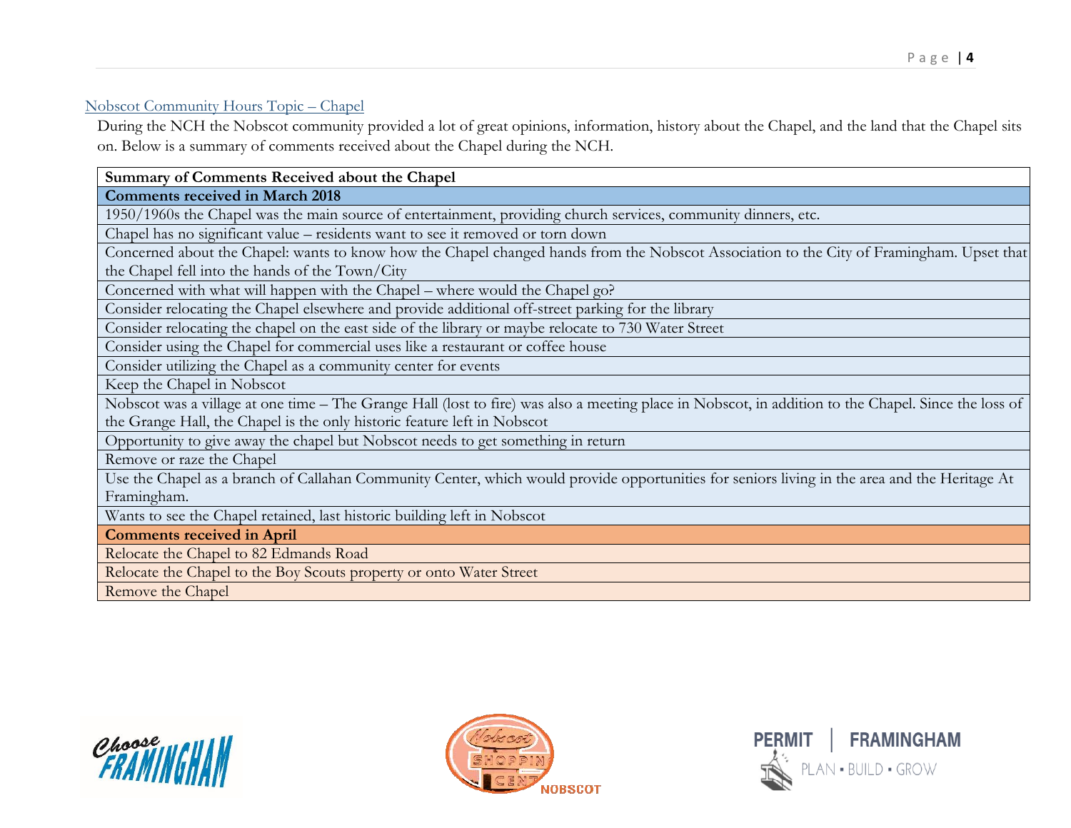## Nobscot Community Hours Topic – Chapel

During the NCH the Nobscot community provided a lot of great opinions, information, history about the Chapel, and the land that the Chapel sits on. Below is a summary of comments received about the Chapel during the NCH.

| **Summary of Comments Received about the Chapel** |
|---|
| **Comments received in March 2018** |
| 1950/1960s the Chapel was the main source of entertainment, providing church services, community dinners, etc. |
| Chapel has no significant value – residents want to see it removed or torn down |
| Concerned about the Chapel: wants to know how the Chapel changed hands from the Nobscot Association to the City of Framingham. Upset that the Chapel fell into the hands of the Town/City |
| Concerned with what will happen with the Chapel – where would the Chapel go? |
| Consider relocating the Chapel elsewhere and provide additional off-street parking for the library |
| Consider relocating the chapel on the east side of the library or maybe relocate to 730 Water Street |
| Consider using the Chapel for commercial uses like a restaurant or coffee house |
| Consider utilizing the Chapel as a community center for events |
| Keep the Chapel in Nobscot |
| Nobscot was a village at one time – The Grange Hall (lost to fire) was also a meeting place in Nobscot, in addition to the Chapel. Since the loss of the Grange Hall, the Chapel is the only historic feature left in Nobscot |
| Opportunity to give away the chapel but Nobscot needs to get something in return |
| Remove or raze the Chapel |
| Use the Chapel as a branch of Callahan Community Center, which would provide opportunities for seniors living in the area and the Heritage At Framingham. |
| Wants to see the Chapel retained, last historic building left in Nobscot |
| **Comments received in April** |
| Relocate the Chapel to 82 Edmands Road |
| Relocate the Chapel to the Boy Scouts property or onto Water Street |
| Remove the Chapel |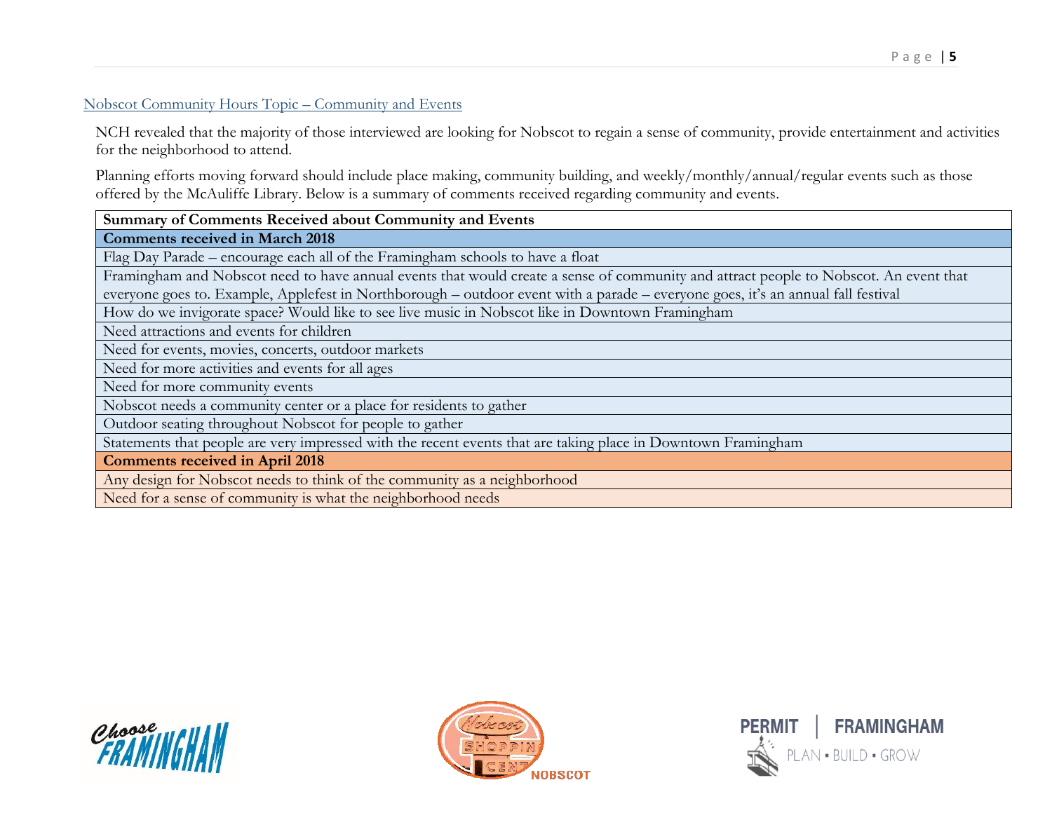## Nobscot Community Hours Topic – Community and Events

NCH revealed that the majority of those interviewed are looking for Nobscot to regain a sense of community, provide entertainment and activities for the neighborhood to attend.

Planning efforts moving forward should include place making, community building, and weekly/monthly/annual/regular events such as those offered by the McAuliffe Library. Below is a summary of comments received regarding community and events.

| Summary of Comments Received about Community and Events |
|---|
| **Comments received in March 2018** |
| Flag Day Parade – encourage each all of the Framingham schools to have a float |
| Framingham and Nobscot need to have annual events that would create a sense of community and attract people to Nobscot. An event that everyone goes to. Example, Applefest in Northborough – outdoor event with a parade – everyone goes, it's an annual fall festival |
| How do we invigorate space? Would like to see live music in Nobscot like in Downtown Framingham |
| Need attractions and events for children |
| Need for events, movies, concerts, outdoor markets |
| Need for more activities and events for all ages |
| Need for more community events |
| Nobscot needs a community center or a place for residents to gather |
| Outdoor seating throughout Nobscot for people to gather |
| Statements that people are very impressed with the recent events that are taking place in Downtown Framingham |
| **Comments received in April 2018** |
| Any design for Nobscot needs to think of the community as a neighborhood |
| Need for a sense of community is what the neighborhood needs |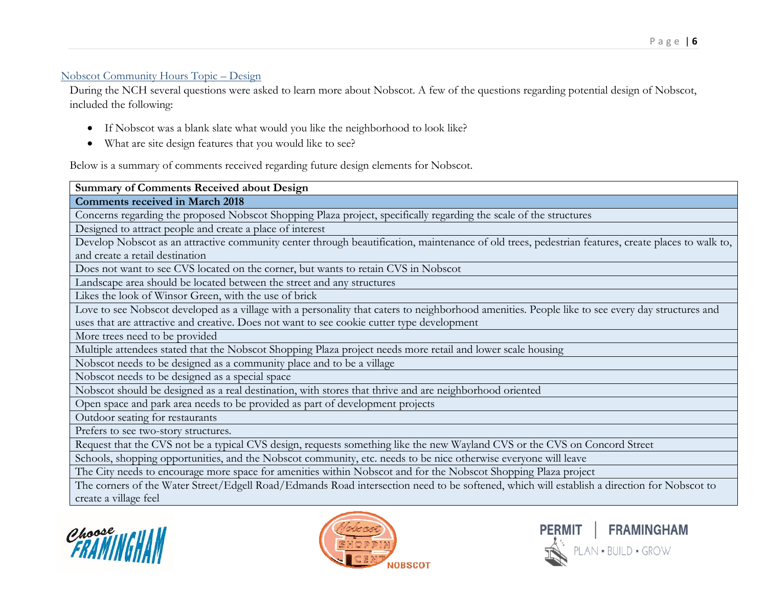## Nobscot Community Hours Topic – Design

During the NCH several questions were asked to learn more about Nobscot. A few of the questions regarding potential design of Nobscot, included the following:

- If Nobscot was a blank slate what would you like the neighborhood to look like?
- What are site design features that you would like to see?

Below is a summary of comments received regarding future design elements for Nobscot.

| **Summary of Comments Received about Design** |
|---|
| **Comments received in March 2018** |
| Concerns regarding the proposed Nobscot Shopping Plaza project, specifically regarding the scale of the structures |
| Designed to attract people and create a place of interest |
| Develop Nobscot as an attractive community center through beautification, maintenance of old trees, pedestrian features, create places to walk to, and create a retail destination |
| Does not want to see CVS located on the corner, but wants to retain CVS in Nobscot |
| Landscape area should be located between the street and any structures |
| Likes the look of Winsor Green, with the use of brick |
| Love to see Nobscot developed as a village with a personality that caters to neighborhood amenities. People like to see every day structures and uses that are attractive and creative. Does not want to see cookie cutter type development |
| More trees need to be provided |
| Multiple attendees stated that the Nobscot Shopping Plaza project needs more retail and lower scale housing |
| Nobscot needs to be designed as a community place and to be a village |
| Nobscot needs to be designed as a special space |
| Nobscot should be designed as a real destination, with stores that thrive and are neighborhood oriented |
| Open space and park area needs to be provided as part of development projects |
| Outdoor seating for restaurants |
| Prefers to see two-story structures. |
| Request that the CVS not be a typical CVS design, requests something like the new Wayland CVS or the CVS on Concord Street |
| Schools, shopping opportunities, and the Nobscot community, etc. needs to be nice otherwise everyone will leave |
| The City needs to encourage more space for amenities within Nobscot and for the Nobscot Shopping Plaza project |
| The corners of the Water Street/Edgell Road/Edmands Road intersection need to be softened, which will establish a direction for Nobscot to create a village feel |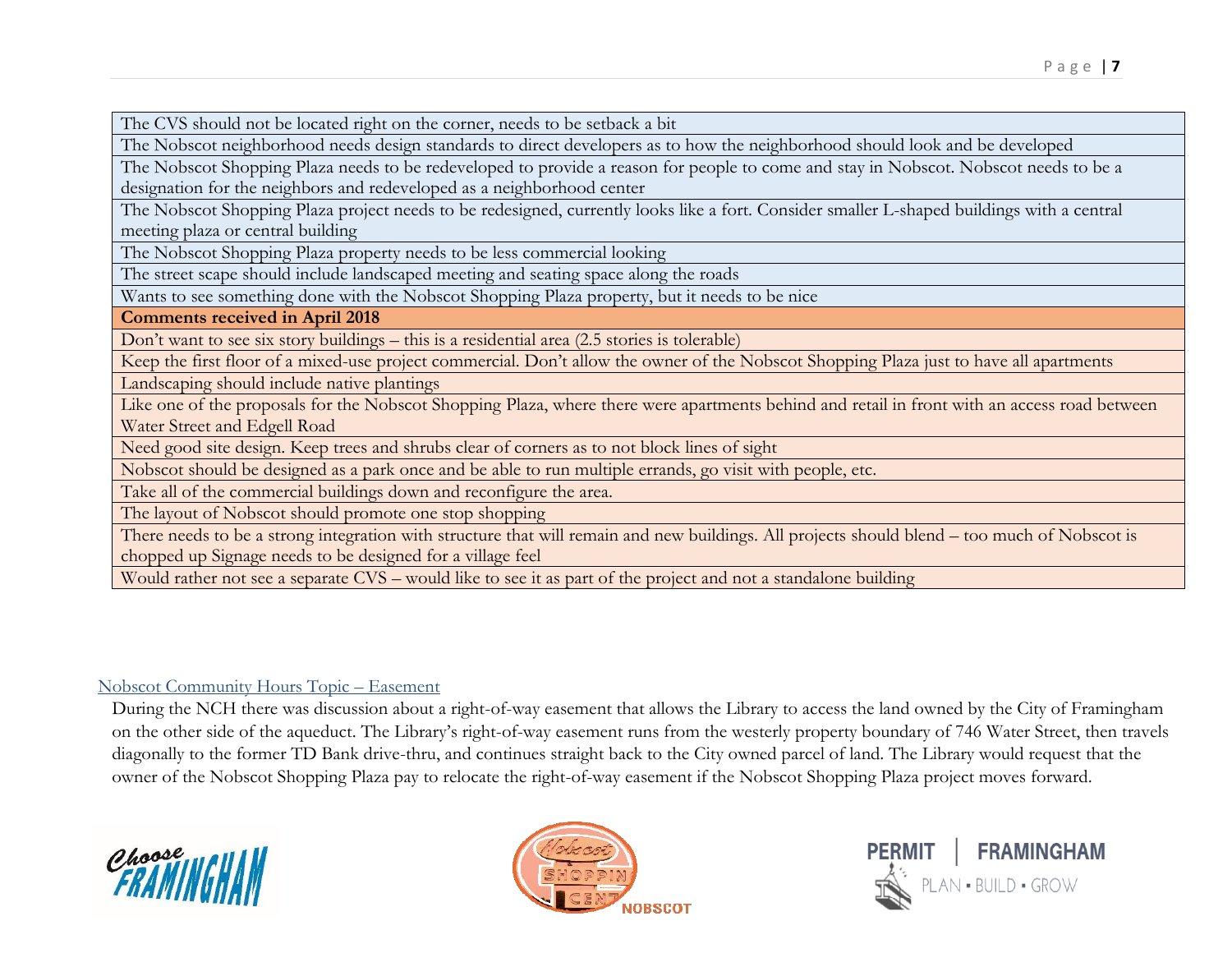| |
|---|
| The CVS should not be located right on the corner, needs to be setback a bit |
| The Nobscot neighborhood needs design standards to direct developers as to how the neighborhood should look and be developed |
| The Nobscot Shopping Plaza needs to be redeveloped to provide a reason for people to come and stay in Nobscot. Nobscot needs to be a designation for the neighbors and redeveloped as a neighborhood center |
| The Nobscot Shopping Plaza project needs to be redesigned, currently looks like a fort. Consider smaller L-shaped buildings with a central meeting plaza or central building |
| The Nobscot Shopping Plaza property needs to be less commercial looking |
| The street scape should include landscaped meeting and seating space along the roads |
| Wants to see something done with the Nobscot Shopping Plaza property, but it needs to be nice |
| **Comments received in April 2018** |
| Don't want to see six story buildings – this is a residential area (2.5 stories is tolerable) |
| Keep the first floor of a mixed-use project commercial. Don't allow the owner of the Nobscot Shopping Plaza just to have all apartments |
| Landscaping should include native plantings |
| Like one of the proposals for the Nobscot Shopping Plaza, where there were apartments behind and retail in front with an access road between Water Street and Edgell Road |
| Need good site design. Keep trees and shrubs clear of corners as to not block lines of sight |
| Nobscot should be designed as a park once and be able to run multiple errands, go visit with people, etc. |
| Take all of the commercial buildings down and reconfigure the area. |
| The layout of Nobscot should promote one stop shopping |
| There needs to be a strong integration with structure that will remain and new buildings. All projects should blend – too much of Nobscot is chopped up Signage needs to be designed for a village feel |
| Would rather not see a separate CVS – would like to see it as part of the project and not a standalone building |

## Nobscot Community Hours Topic – Easement

During the NCH there was discussion about a right-of-way easement that allows the Library to access the land owned by the City of Framingham on the other side of the aqueduct. The Library's right-of-way easement runs from the westerly property boundary of 746 Water Street, then travels diagonally to the former TD Bank drive-thru, and continues straight back to the City owned parcel of land. The Library would request that the owner of the Nobscot Shopping Plaza pay to relocate the right-of-way easement if the Nobscot Shopping Plaza project moves forward.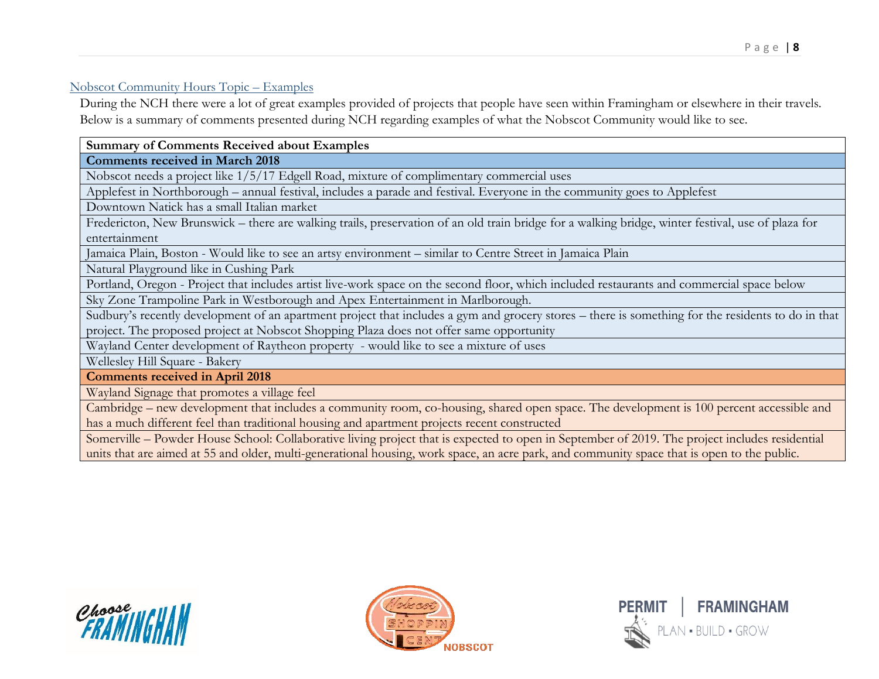## Nobscot Community Hours Topic – Examples

During the NCH there were a lot of great examples provided of projects that people have seen within Framingham or elsewhere in their travels. Below is a summary of comments presented during NCH regarding examples of what the Nobscot Community would like to see.

| Summary of Comments Received about Examples |
|---|
| **Comments received in March 2018** |
| Nobscot needs a project like 1/5/17 Edgell Road, mixture of complimentary commercial uses |
| Applefest in Northborough – annual festival, includes a parade and festival. Everyone in the community goes to Applefest |
| Downtown Natick has a small Italian market |
| Fredericton, New Brunswick – there are walking trails, preservation of an old train bridge for a walking bridge, winter festival, use of plaza for entertainment |
| Jamaica Plain, Boston - Would like to see an artsy environment – similar to Centre Street in Jamaica Plain |
| Natural Playground like in Cushing Park |
| Portland, Oregon - Project that includes artist live-work space on the second floor, which included restaurants and commercial space below |
| Sky Zone Trampoline Park in Westborough and Apex Entertainment in Marlborough. |
| Sudbury's recently development of an apartment project that includes a gym and grocery stores – there is something for the residents to do in that project. The proposed project at Nobscot Shopping Plaza does not offer same opportunity |
| Wayland Center development of Raytheon property - would like to see a mixture of uses |
| Wellesley Hill Square - Bakery |
| **Comments received in April 2018** |
| Wayland Signage that promotes a village feel |
| Cambridge – new development that includes a community room, co-housing, shared open space. The development is 100 percent accessible and has a much different feel than traditional housing and apartment projects recent constructed |
| Somerville – Powder House School: Collaborative living project that is expected to open in September of 2019. The project includes residential units that are aimed at 55 and older, multi-generational housing, work space, an acre park, and community space that is open to the public. |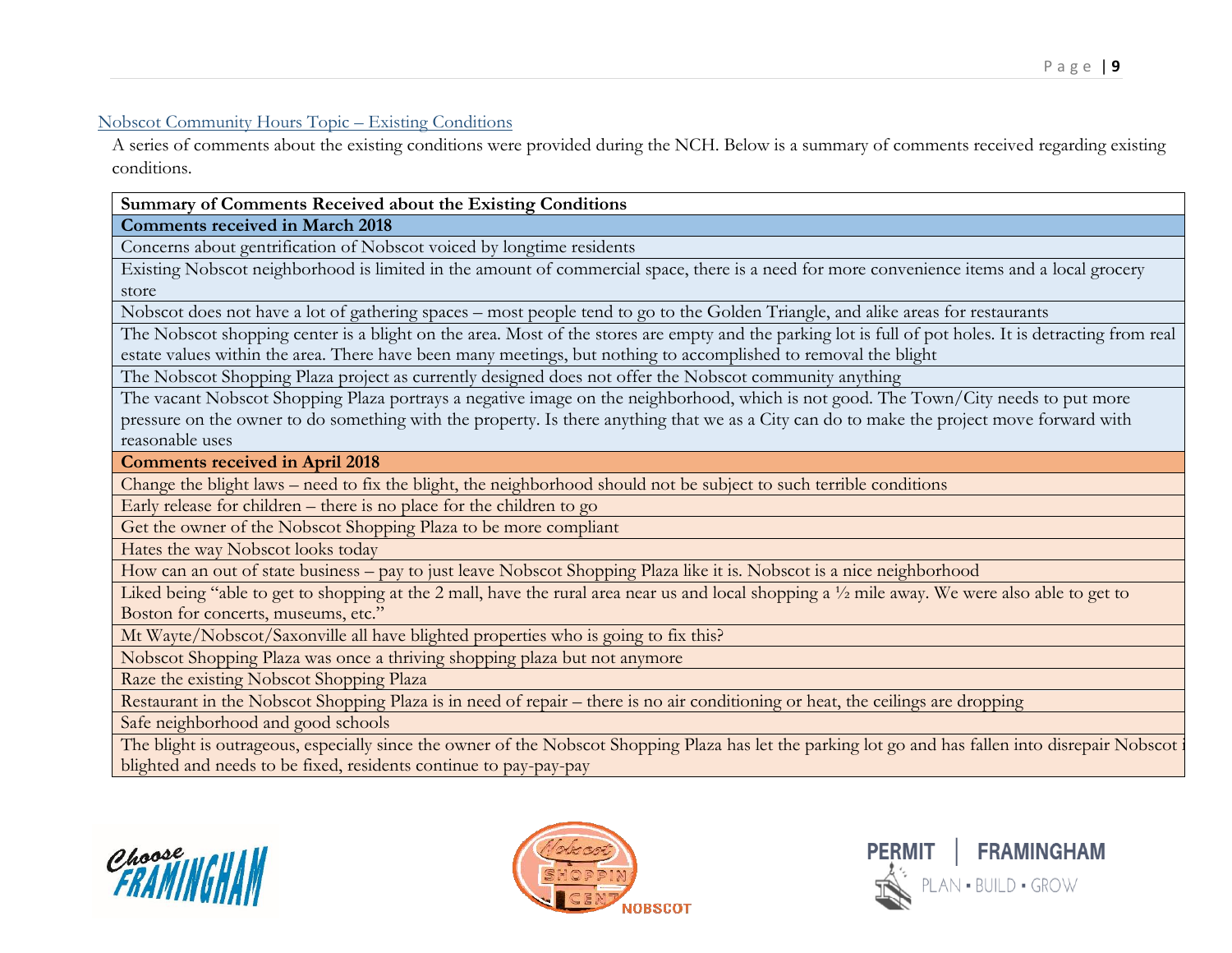## Nobscot Community Hours Topic – Existing Conditions

A series of comments about the existing conditions were provided during the NCH. Below is a summary of comments received regarding existing conditions.

| Summary of Comments Received about the Existing Conditions |
| --- |
| **Comments received in March 2018** |
| Concerns about gentrification of Nobscot voiced by longtime residents |
| Existing Nobscot neighborhood is limited in the amount of commercial space, there is a need for more convenience items and a local grocery store |
| Nobscot does not have a lot of gathering spaces – most people tend to go to the Golden Triangle, and alike areas for restaurants |
| The Nobscot shopping center is a blight on the area. Most of the stores are empty and the parking lot is full of pot holes. It is detracting from real estate values within the area. There have been many meetings, but nothing to accomplished to removal the blight |
| The Nobscot Shopping Plaza project as currently designed does not offer the Nobscot community anything |
| The vacant Nobscot Shopping Plaza portrays a negative image on the neighborhood, which is not good. The Town/City needs to put more pressure on the owner to do something with the property. Is there anything that we as a City can do to make the project move forward with reasonable uses |
| **Comments received in April 2018** |
| Change the blight laws – need to fix the blight, the neighborhood should not be subject to such terrible conditions |
| Early release for children – there is no place for the children to go |
| Get the owner of the Nobscot Shopping Plaza to be more compliant |
| Hates the way Nobscot looks today |
| How can an out of state business – pay to just leave Nobscot Shopping Plaza like it is. Nobscot is a nice neighborhood |
| Liked being "able to get to shopping at the 2 mall, have the rural area near us and local shopping a ½ mile away. We were also able to get to Boston for concerts, museums, etc." |
| Mt Wayte/Nobscot/Saxonville all have blighted properties who is going to fix this? |
| Nobscot Shopping Plaza was once a thriving shopping plaza but not anymore |
| Raze the existing Nobscot Shopping Plaza |
| Restaurant in the Nobscot Shopping Plaza is in need of repair – there is no air conditioning or heat, the ceilings are dropping |
| Safe neighborhood and good schools |
| The blight is outrageous, especially since the owner of the Nobscot Shopping Plaza has let the parking lot go and has fallen into disrepair Nobscot i blighted and needs to be fixed, residents continue to pay-pay-pay |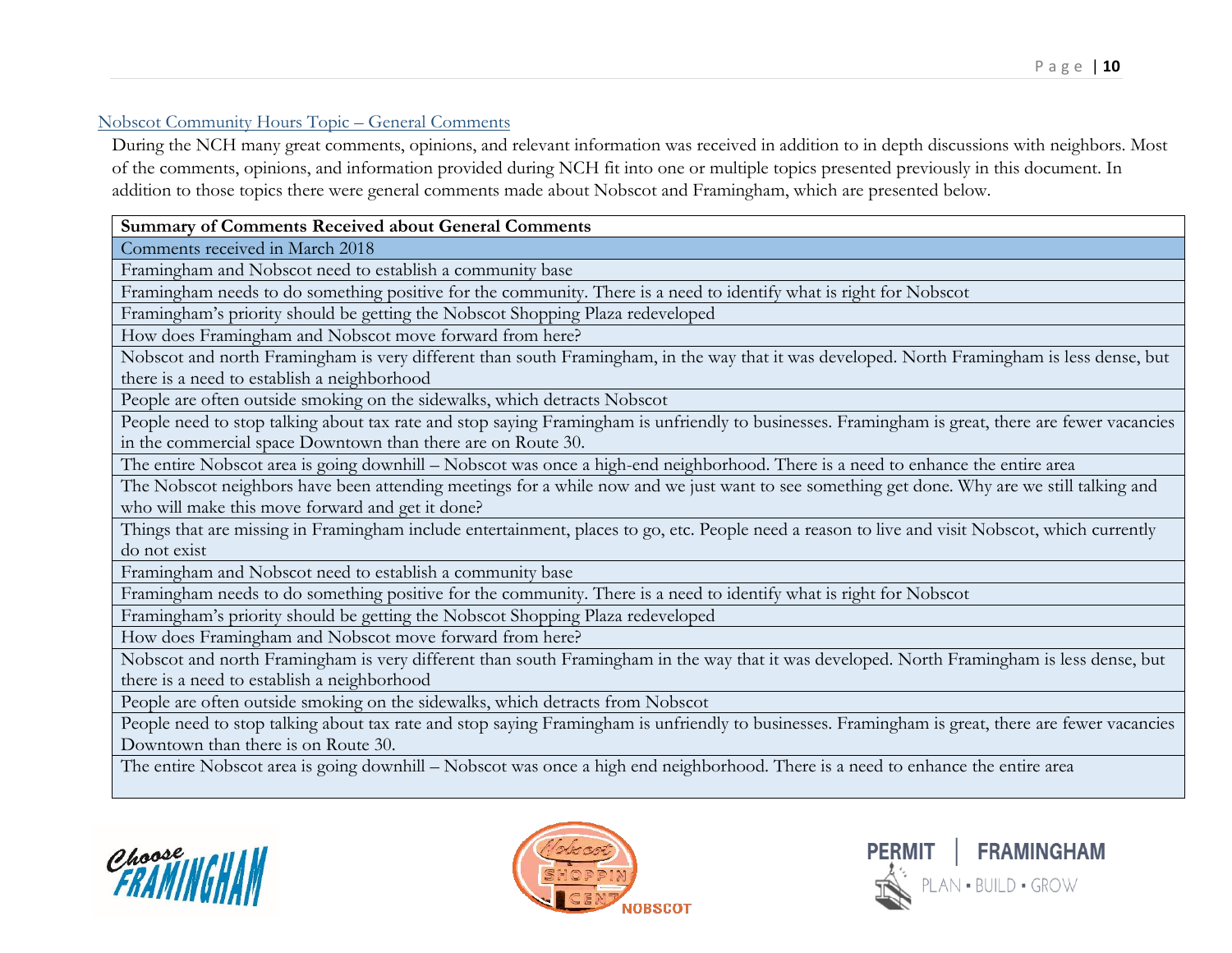## Nobscot Community Hours Topic – General Comments

During the NCH many great comments, opinions, and relevant information was received in addition to in depth discussions with neighbors. Most of the comments, opinions, and information provided during NCH fit into one or multiple topics presented previously in this document. In addition to those topics there were general comments made about Nobscot and Framingham, which are presented below.

| Summary of Comments Received about General Comments |
| --- |
| Comments received in March 2018 |
| Framingham and Nobscot need to establish a community base |
| Framingham needs to do something positive for the community. There is a need to identify what is right for Nobscot |
| Framingham's priority should be getting the Nobscot Shopping Plaza redeveloped |
| How does Framingham and Nobscot move forward from here? |
| Nobscot and north Framingham is very different than south Framingham, in the way that it was developed. North Framingham is less dense, but there is a need to establish a neighborhood |
| People are often outside smoking on the sidewalks, which detracts Nobscot |
| People need to stop talking about tax rate and stop saying Framingham is unfriendly to businesses. Framingham is great, there are fewer vacancies in the commercial space Downtown than there are on Route 30. |
| The entire Nobscot area is going downhill – Nobscot was once a high-end neighborhood. There is a need to enhance the entire area |
| The Nobscot neighbors have been attending meetings for a while now and we just want to see something get done. Why are we still talking and who will make this move forward and get it done? |
| Things that are missing in Framingham include entertainment, places to go, etc. People need a reason to live and visit Nobscot, which currently do not exist |
| Framingham and Nobscot need to establish a community base |
| Framingham needs to do something positive for the community. There is a need to identify what is right for Nobscot |
| Framingham's priority should be getting the Nobscot Shopping Plaza redeveloped |
| How does Framingham and Nobscot move forward from here? |
| Nobscot and north Framingham is very different than south Framingham in the way that it was developed. North Framingham is less dense, but there is a need to establish a neighborhood |
| People are often outside smoking on the sidewalks, which detracts from Nobscot |
| People need to stop talking about tax rate and stop saying Framingham is unfriendly to businesses. Framingham is great, there are fewer vacancies Downtown than there is on Route 30. |
| The entire Nobscot area is going downhill – Nobscot was once a high end neighborhood. There is a need to enhance the entire area |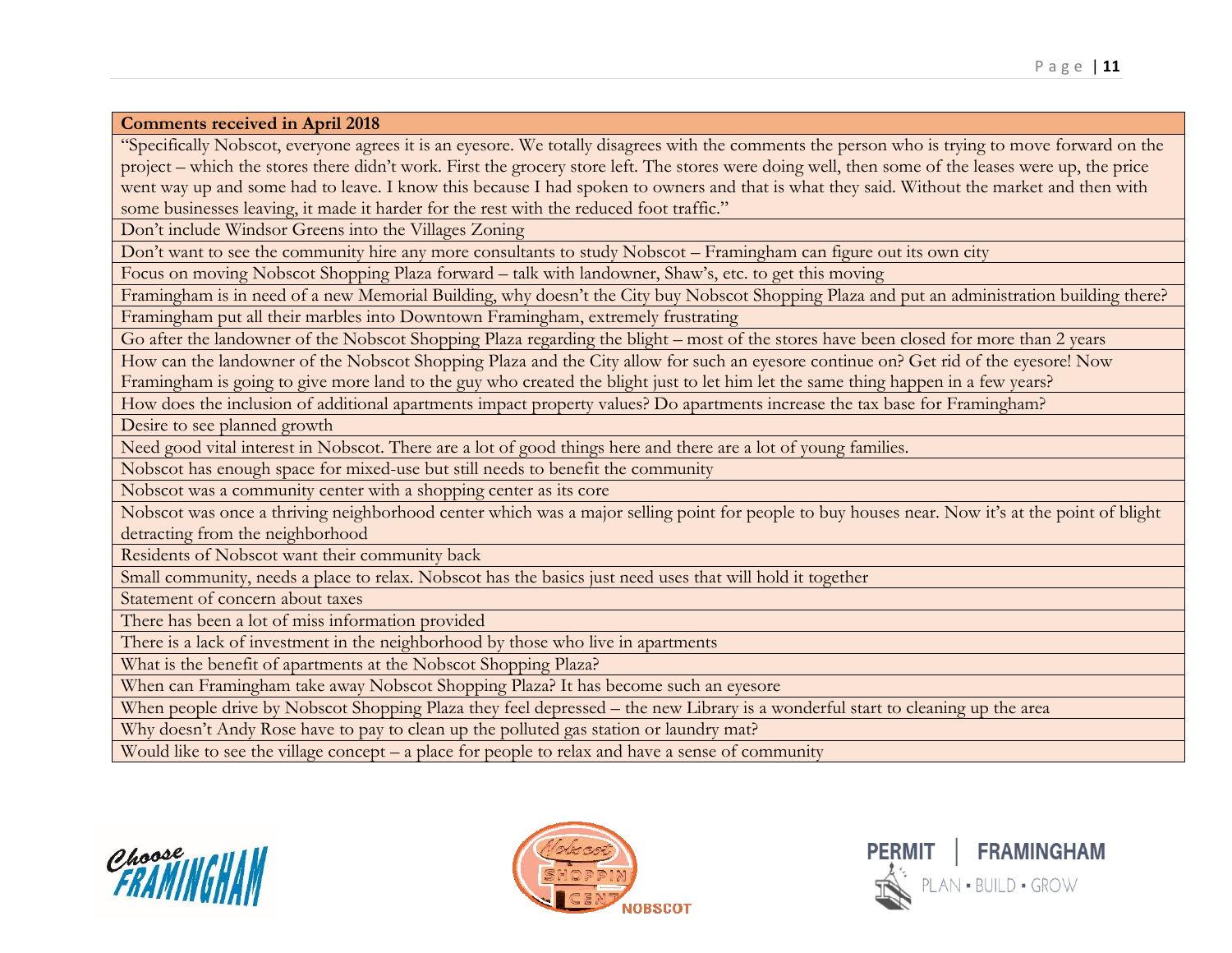| Comments received in April 2018 |
|---|
| "Specifically Nobscot, everyone agrees it is an eyesore. We totally disagrees with the comments the person who is trying to move forward on the project – which the stores there didn't work. First the grocery store left. The stores were doing well, then some of the leases were up, the price went way up and some had to leave. I know this because I had spoken to owners and that is what they said. Without the market and then with some businesses leaving, it made it harder for the rest with the reduced foot traffic." |
| Don't include Windsor Greens into the Villages Zoning |
| Don't want to see the community hire any more consultants to study Nobscot – Framingham can figure out its own city |
| Focus on moving Nobscot Shopping Plaza forward – talk with landowner, Shaw's, etc. to get this moving |
| Framingham is in need of a new Memorial Building, why doesn't the City buy Nobscot Shopping Plaza and put an administration building there? |
| Framingham put all their marbles into Downtown Framingham, extremely frustrating |
| Go after the landowner of the Nobscot Shopping Plaza regarding the blight – most of the stores have been closed for more than 2 years |
| How can the landowner of the Nobscot Shopping Plaza and the City allow for such an eyesore continue on? Get rid of the eyesore! Now Framingham is going to give more land to the guy who created the blight just to let him let the same thing happen in a few years? |
| How does the inclusion of additional apartments impact property values? Do apartments increase the tax base for Framingham? |
| Desire to see planned growth |
| Need good vital interest in Nobscot. There are a lot of good things here and there are a lot of young families. |
| Nobscot has enough space for mixed-use but still needs to benefit the community |
| Nobscot was a community center with a shopping center as its core |
| Nobscot was once a thriving neighborhood center which was a major selling point for people to buy houses near. Now it's at the point of blight detracting from the neighborhood |
| Residents of Nobscot want their community back |
| Small community, needs a place to relax. Nobscot has the basics just need uses that will hold it together |
| Statement of concern about taxes |
| There has been a lot of miss information provided |
| There is a lack of investment in the neighborhood by those who live in apartments |
| What is the benefit of apartments at the Nobscot Shopping Plaza? |
| When can Framingham take away Nobscot Shopping Plaza? It has become such an eyesore |
| When people drive by Nobscot Shopping Plaza they feel depressed – the new Library is a wonderful start to cleaning up the area |
| Why doesn't Andy Rose have to pay to clean up the polluted gas station or laundry mat? |
| Would like to see the village concept – a place for people to relax and have a sense of community |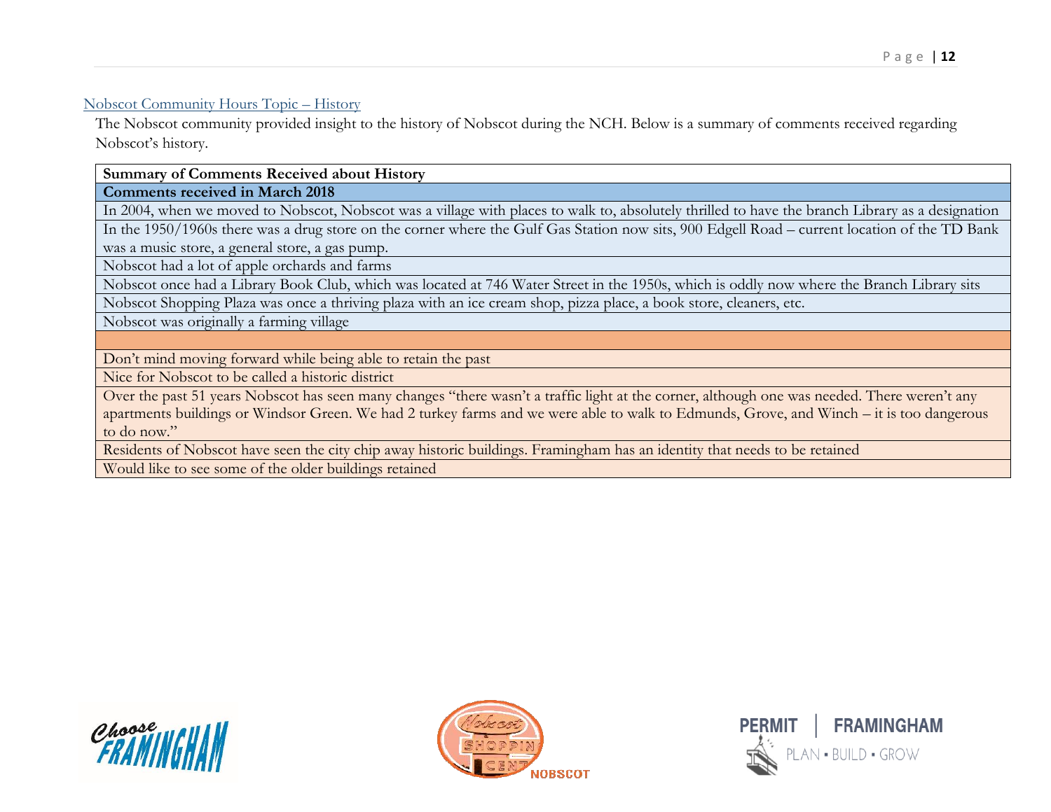## Nobscot Community Hours Topic – History

The Nobscot community provided insight to the history of Nobscot during the NCH. Below is a summary of comments received regarding Nobscot's history.

| Summary of Comments Received about History |
|---|
| **Comments received in March 2018** |
| In 2004, when we moved to Nobscot, Nobscot was a village with places to walk to, absolutely thrilled to have the branch Library as a designation |
| In the 1950/1960s there was a drug store on the corner where the Gulf Gas Station now sits, 900 Edgell Road – current location of the TD Bank was a music store, a general store, a gas pump. |
| Nobscot had a lot of apple orchards and farms |
| Nobscot once had a Library Book Club, which was located at 746 Water Street in the 1950s, which is oddly now where the Branch Library sits |
| Nobscot Shopping Plaza was once a thriving plaza with an ice cream shop, pizza place, a book store, cleaners, etc. |
| Nobscot was originally a farming village |
| |
| Don't mind moving forward while being able to retain the past |
| Nice for Nobscot to be called a historic district |
| Over the past 51 years Nobscot has seen many changes "there wasn't a traffic light at the corner, although one was needed. There weren't any apartments buildings or Windsor Green. We had 2 turkey farms and we were able to walk to Edmunds, Grove, and Winch – it is too dangerous to do now." |
| Residents of Nobscot have seen the city chip away historic buildings. Framingham has an identity that needs to be retained |
| Would like to see some of the older buildings retained |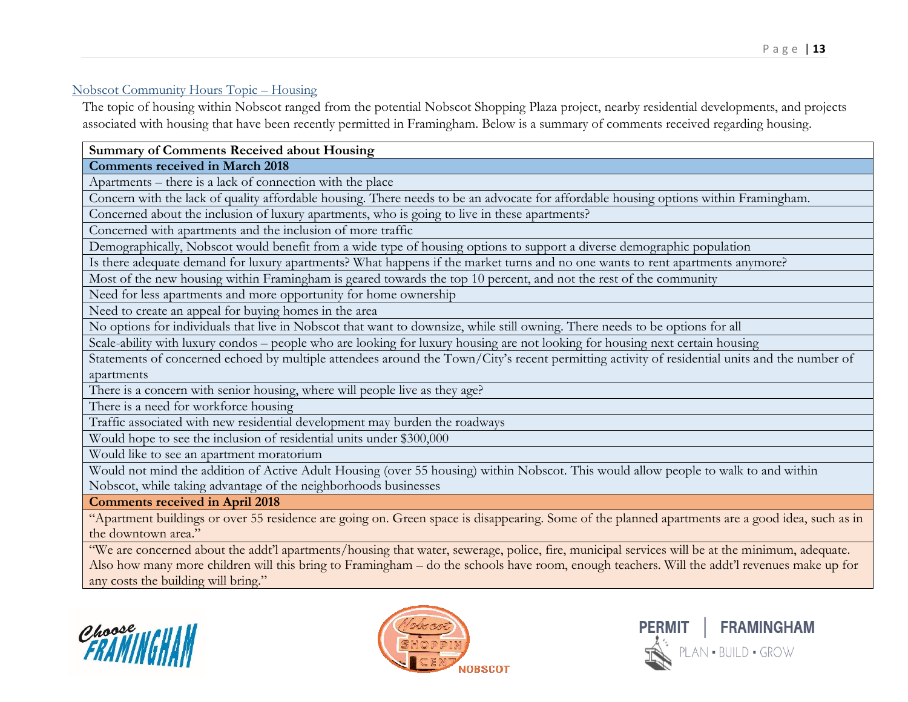## Nobscot Community Hours Topic – Housing

The topic of housing within Nobscot ranged from the potential Nobscot Shopping Plaza project, nearby residential developments, and projects associated with housing that have been recently permitted in Framingham. Below is a summary of comments received regarding housing.

| **Summary of Comments Received about Housing** |
| --- |
| **Comments received in March 2018** |
| Apartments – there is a lack of connection with the place |
| Concern with the lack of quality affordable housing. There needs to be an advocate for affordable housing options within Framingham. |
| Concerned about the inclusion of luxury apartments, who is going to live in these apartments? |
| Concerned with apartments and the inclusion of more traffic |
| Demographically, Nobscot would benefit from a wide type of housing options to support a diverse demographic population |
| Is there adequate demand for luxury apartments? What happens if the market turns and no one wants to rent apartments anymore? |
| Most of the new housing within Framingham is geared towards the top 10 percent, and not the rest of the community |
| Need for less apartments and more opportunity for home ownership |
| Need to create an appeal for buying homes in the area |
| No options for individuals that live in Nobscot that want to downsize, while still owning. There needs to be options for all |
| Scale-ability with luxury condos – people who are looking for luxury housing are not looking for housing next certain housing |
| Statements of concerned echoed by multiple attendees around the Town/City's recent permitting activity of residential units and the number of apartments |
| There is a concern with senior housing, where will people live as they age? |
| There is a need for workforce housing |
| Traffic associated with new residential development may burden the roadways |
| Would hope to see the inclusion of residential units under $300,000 |
| Would like to see an apartment moratorium |
| Would not mind the addition of Active Adult Housing (over 55 housing) within Nobscot. This would allow people to walk to and within Nobscot, while taking advantage of the neighborhoods businesses |
| **Comments received in April 2018** |
| "Apartment buildings or over 55 residence are going on. Green space is disappearing. Some of the planned apartments are a good idea, such as in the downtown area." |
| "We are concerned about the addt'l apartments/housing that water, sewerage, police, fire, municipal services will be at the minimum, adequate. Also how many more children will this bring to Framingham – do the schools have room, enough teachers. Will the addt'l revenues make up for any costs the building will bring." |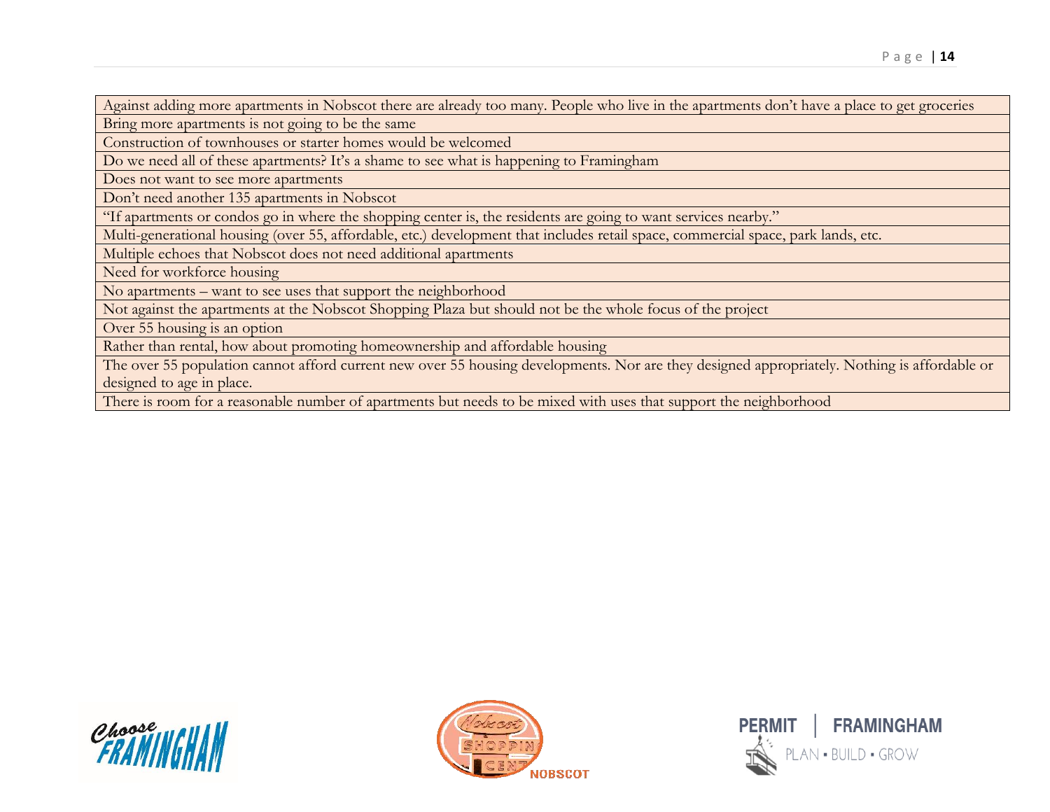| Against adding more apartments in Nobscot there are already too many. People who live in the apartments don’t have a place to get groceries |
| --- |
| Bring more apartments is not going to be the same |
| Construction of townhouses or starter homes would be welcomed |
| Do we need all of these apartments? It’s a shame to see what is happening to Framingham |
| Does not want to see more apartments |
| Don’t need another 135 apartments in Nobscot |
| “If apartments or condos go in where the shopping center is, the residents are going to want services nearby.” |
| Multi-generational housing (over 55, affordable, etc.) development that includes retail space, commercial space, park lands, etc. |
| Multiple echoes that Nobscot does not need additional apartments |
| Need for workforce housing |
| No apartments – want to see uses that support the neighborhood |
| Not against the apartments at the Nobscot Shopping Plaza but should not be the whole focus of the project |
| Over 55 housing is an option |
| Rather than rental, how about promoting homeownership and affordable housing |
| The over 55 population cannot afford current new over 55 housing developments. Nor are they designed appropriately. Nothing is affordable or designed to age in place. |
| There is room for a reasonable number of apartments but needs to be mixed with uses that support the neighborhood |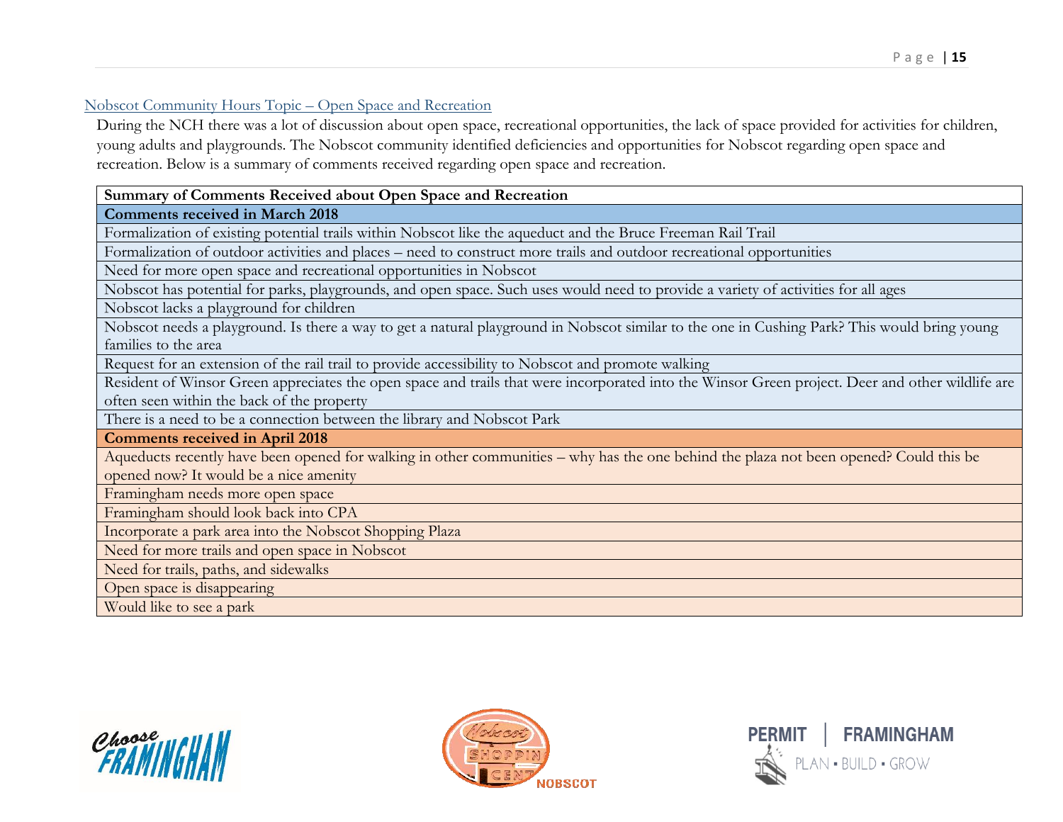## Nobscot Community Hours Topic – Open Space and Recreation

During the NCH there was a lot of discussion about open space, recreational opportunities, the lack of space provided for activities for children, young adults and playgrounds. The Nobscot community identified deficiencies and opportunities for Nobscot regarding open space and recreation. Below is a summary of comments received regarding open space and recreation.

| Summary of Comments Received about Open Space and Recreation |
| --- |
| **Comments received in March 2018** |
| Formalization of existing potential trails within Nobscot like the aqueduct and the Bruce Freeman Rail Trail |
| Formalization of outdoor activities and places – need to construct more trails and outdoor recreational opportunities |
| Need for more open space and recreational opportunities in Nobscot |
| Nobscot has potential for parks, playgrounds, and open space. Such uses would need to provide a variety of activities for all ages |
| Nobscot lacks a playground for children |
| Nobscot needs a playground. Is there a way to get a natural playground in Nobscot similar to the one in Cushing Park? This would bring young families to the area |
| Request for an extension of the rail trail to provide accessibility to Nobscot and promote walking |
| Resident of Winsor Green appreciates the open space and trails that were incorporated into the Winsor Green project. Deer and other wildlife are often seen within the back of the property |
| There is a need to be a connection between the library and Nobscot Park |
| **Comments received in April 2018** |
| Aqueducts recently have been opened for walking in other communities – why has the one behind the plaza not been opened? Could this be opened now? It would be a nice amenity |
| Framingham needs more open space |
| Framingham should look back into CPA |
| Incorporate a park area into the Nobscot Shopping Plaza |
| Need for more trails and open space in Nobscot |
| Need for trails, paths, and sidewalks |
| Open space is disappearing |
| Would like to see a park |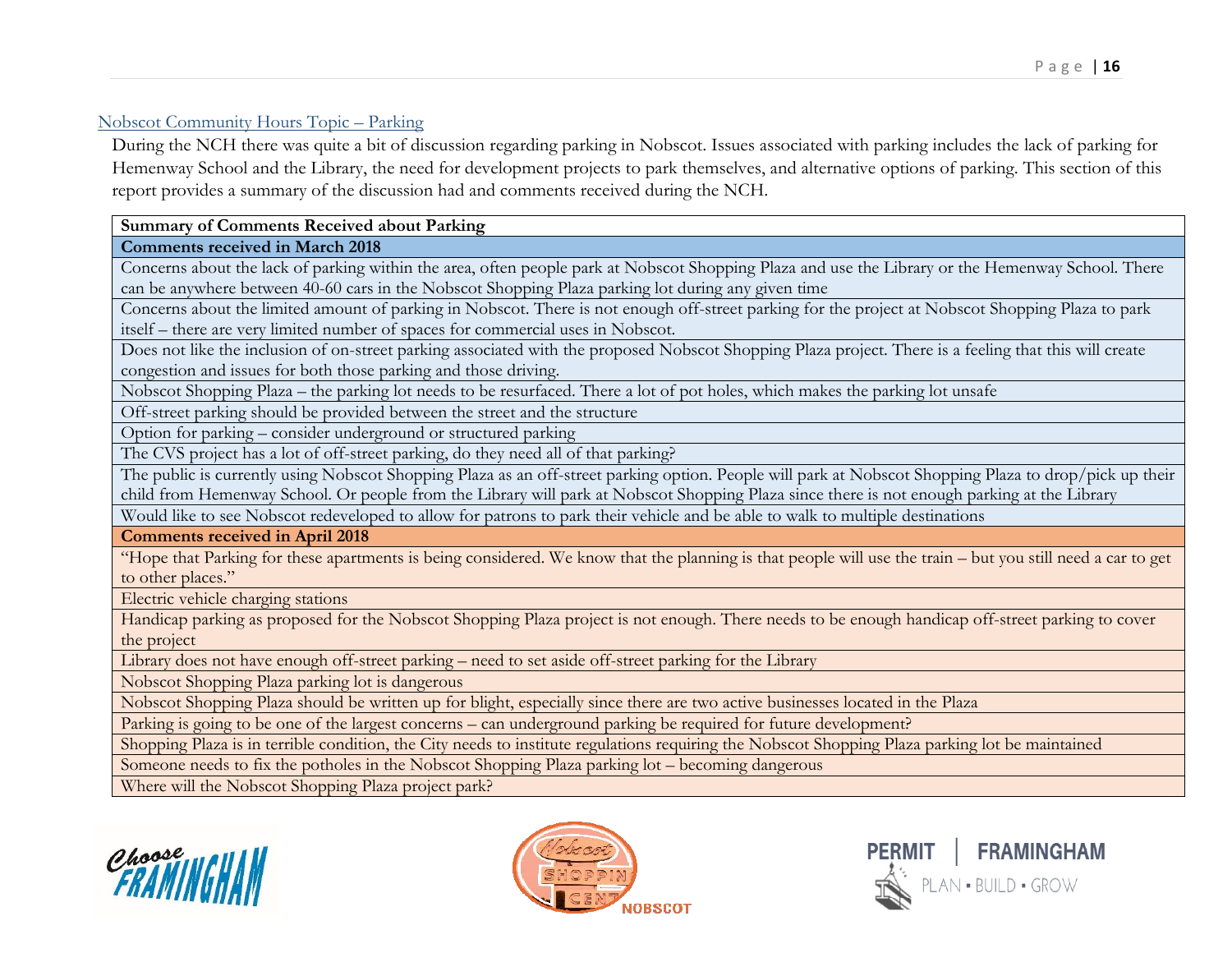## Nobscot Community Hours Topic – Parking

During the NCH there was quite a bit of discussion regarding parking in Nobscot. Issues associated with parking includes the lack of parking for Hemenway School and the Library, the need for development projects to park themselves, and alternative options of parking. This section of this report provides a summary of the discussion had and comments received during the NCH.

| **Summary of Comments Received about Parking** |
|---|
| **Comments received in March 2018** |
| Concerns about the lack of parking within the area, often people park at Nobscot Shopping Plaza and use the Library or the Hemenway School. There can be anywhere between 40-60 cars in the Nobscot Shopping Plaza parking lot during any given time |
| Concerns about the limited amount of parking in Nobscot. There is not enough off-street parking for the project at Nobscot Shopping Plaza to park itself – there are very limited number of spaces for commercial uses in Nobscot. |
| Does not like the inclusion of on-street parking associated with the proposed Nobscot Shopping Plaza project. There is a feeling that this will create congestion and issues for both those parking and those driving. |
| Nobscot Shopping Plaza – the parking lot needs to be resurfaced. There a lot of pot holes, which makes the parking lot unsafe |
| Off-street parking should be provided between the street and the structure |
| Option for parking – consider underground or structured parking |
| The CVS project has a lot of off-street parking, do they need all of that parking? |
| The public is currently using Nobscot Shopping Plaza as an off-street parking option. People will park at Nobscot Shopping Plaza to drop/pick up their child from Hemenway School. Or people from the Library will park at Nobscot Shopping Plaza since there is not enough parking at the Library |
| Would like to see Nobscot redeveloped to allow for patrons to park their vehicle and be able to walk to multiple destinations |
| **Comments received in April 2018** |
| "Hope that Parking for these apartments is being considered. We know that the planning is that people will use the train – but you still need a car to get to other places." |
| Electric vehicle charging stations |
| Handicap parking as proposed for the Nobscot Shopping Plaza project is not enough. There needs to be enough handicap off-street parking to cover the project |
| Library does not have enough off-street parking – need to set aside off-street parking for the Library |
| Nobscot Shopping Plaza parking lot is dangerous |
| Nobscot Shopping Plaza should be written up for blight, especially since there are two active businesses located in the Plaza |
| Parking is going to be one of the largest concerns – can underground parking be required for future development? |
| Shopping Plaza is in terrible condition, the City needs to institute regulations requiring the Nobscot Shopping Plaza parking lot be maintained |
| Someone needs to fix the potholes in the Nobscot Shopping Plaza parking lot – becoming dangerous |
| Where will the Nobscot Shopping Plaza project park? |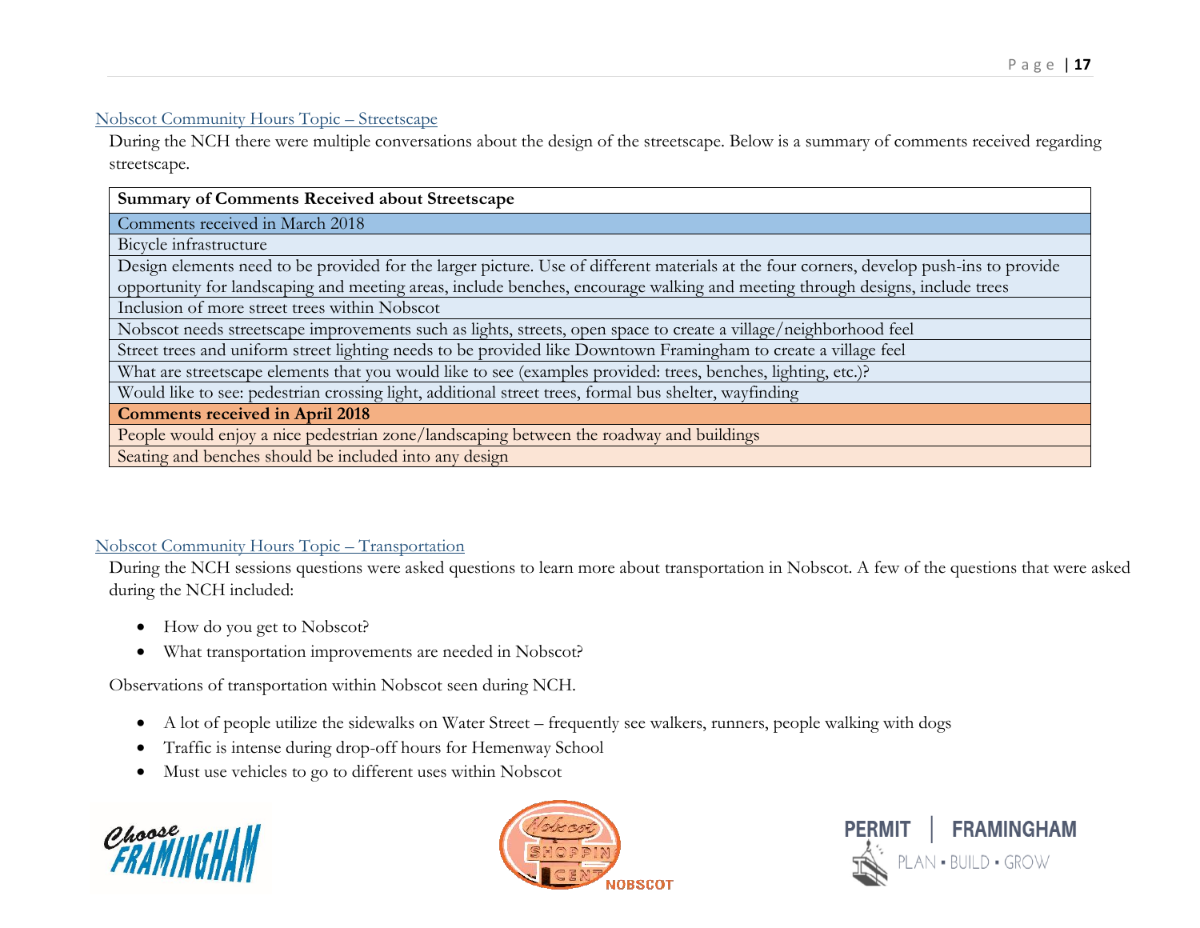## Nobscot Community Hours Topic – Streetscape

During the NCH there were multiple conversations about the design of the streetscape. Below is a summary of comments received regarding streetscape.

| **Summary of Comments Received about Streetscape** |
| --- |
| Comments received in March 2018 |
| Bicycle infrastructure |
| Design elements need to be provided for the larger picture. Use of different materials at the four corners, develop push-ins to provide opportunity for landscaping and meeting areas, include benches, encourage walking and meeting through designs, include trees |
| Inclusion of more street trees within Nobscot |
| Nobscot needs streetscape improvements such as lights, streets, open space to create a village/neighborhood feel |
| Street trees and uniform street lighting needs to be provided like Downtown Framingham to create a village feel |
| What are streetscape elements that you would like to see (examples provided: trees, benches, lighting, etc.)? |
| Would like to see: pedestrian crossing light, additional street trees, formal bus shelter, wayfinding |
| **Comments received in April 2018** |
| People would enjoy a nice pedestrian zone/landscaping between the roadway and buildings |
| Seating and benches should be included into any design |

## Nobscot Community Hours Topic – Transportation

During the NCH sessions questions were asked questions to learn more about transportation in Nobscot. A few of the questions that were asked during the NCH included:

- How do you get to Nobscot?
- What transportation improvements are needed in Nobscot?

Observations of transportation within Nobscot seen during NCH.

- A lot of people utilize the sidewalks on Water Street – frequently see walkers, runners, people walking with dogs
- Traffic is intense during drop-off hours for Hemenway School
- Must use vehicles to go to different uses within Nobscot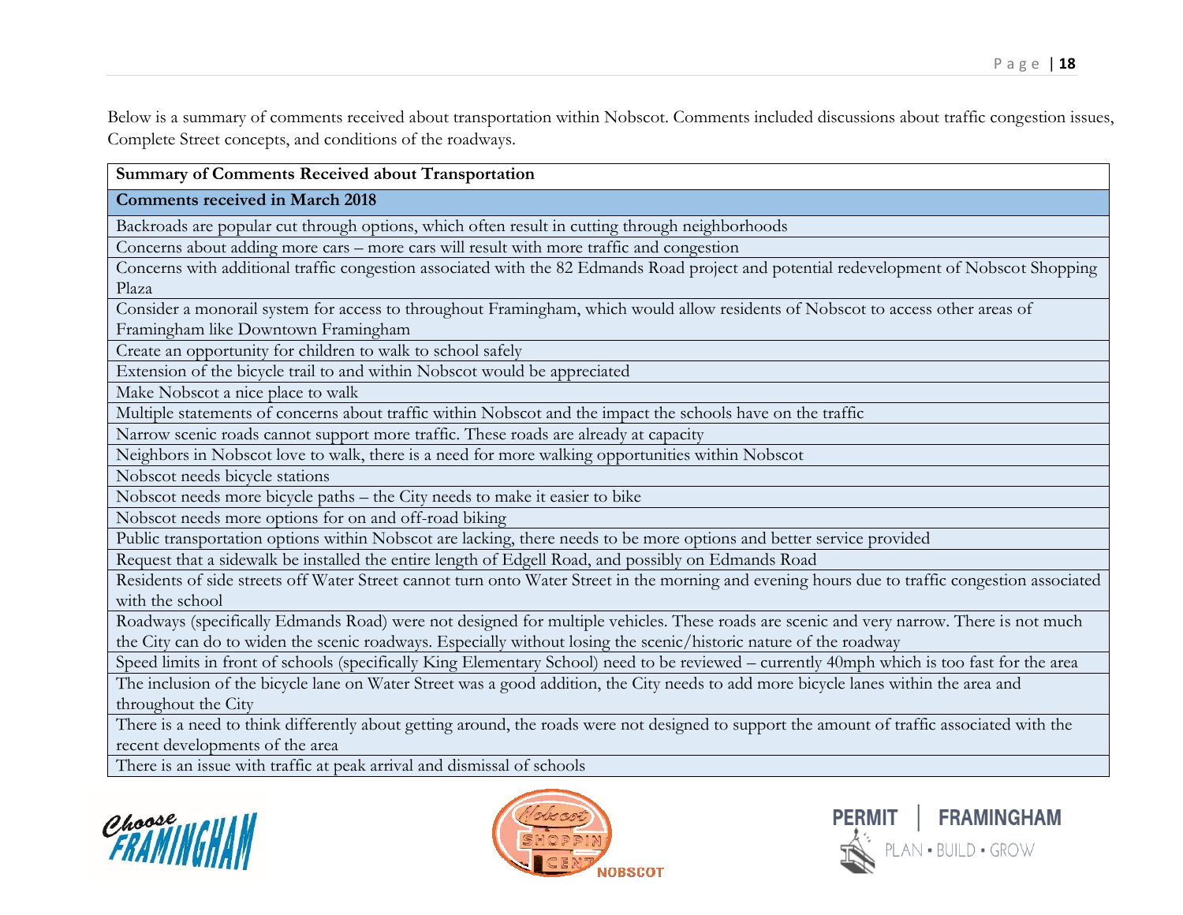Below is a summary of comments received about transportation within Nobscot. Comments included discussions about traffic congestion issues, Complete Street concepts, and conditions of the roadways.

| Summary of Comments Received about Transportation |
|---|
| **Comments received in March 2018** |
| Backroads are popular cut through options, which often result in cutting through neighborhoods |
| Concerns about adding more cars – more cars will result with more traffic and congestion |
| Concerns with additional traffic congestion associated with the 82 Edmands Road project and potential redevelopment of Nobscot Shopping Plaza |
| Consider a monorail system for access to throughout Framingham, which would allow residents of Nobscot to access other areas of Framingham like Downtown Framingham |
| Create an opportunity for children to walk to school safely |
| Extension of the bicycle trail to and within Nobscot would be appreciated |
| Make Nobscot a nice place to walk |
| Multiple statements of concerns about traffic within Nobscot and the impact the schools have on the traffic |
| Narrow scenic roads cannot support more traffic. These roads are already at capacity |
| Neighbors in Nobscot love to walk, there is a need for more walking opportunities within Nobscot |
| Nobscot needs bicycle stations |
| Nobscot needs more bicycle paths – the City needs to make it easier to bike |
| Nobscot needs more options for on and off-road biking |
| Public transportation options within Nobscot are lacking, there needs to be more options and better service provided |
| Request that a sidewalk be installed the entire length of Edgell Road, and possibly on Edmands Road |
| Residents of side streets off Water Street cannot turn onto Water Street in the morning and evening hours due to traffic congestion associated with the school |
| Roadways (specifically Edmands Road) were not designed for multiple vehicles. These roads are scenic and very narrow. There is not much the City can do to widen the scenic roadways. Especially without losing the scenic/historic nature of the roadway |
| Speed limits in front of schools (specifically King Elementary School) need to be reviewed – currently 40mph which is too fast for the area |
| The inclusion of the bicycle lane on Water Street was a good addition, the City needs to add more bicycle lanes within the area and throughout the City |
| There is a need to think differently about getting around, the roads were not designed to support the amount of traffic associated with the recent developments of the area |
| There is an issue with traffic at peak arrival and dismissal of schools |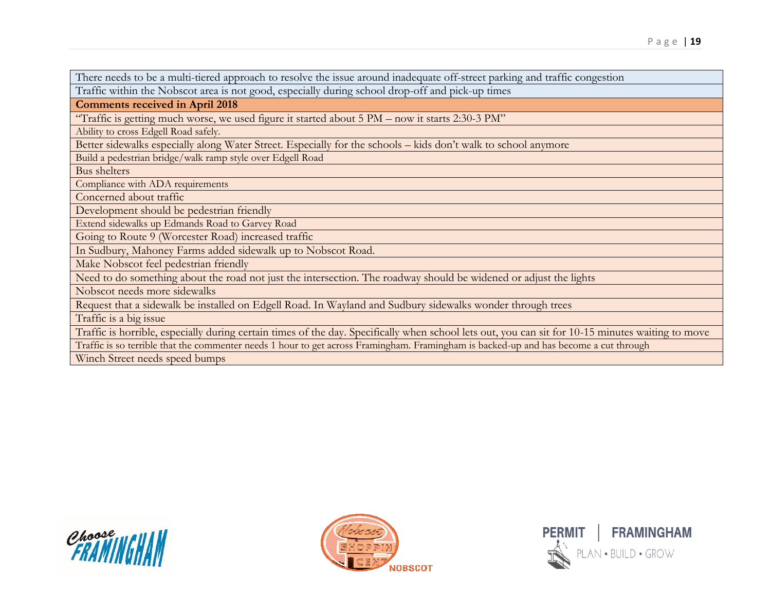| There needs to be a multi-tiered approach to resolve the issue around inadequate off-street parking and traffic congestion |
|---|
| Traffic within the Nobscot area is not good, especially during school drop-off and pick-up times |
| **Comments received in April 2018** |
| "Traffic is getting much worse, we used figure it started about 5 PM – now it starts 2:30-3 PM" |
| Ability to cross Edgell Road safely. |
| Better sidewalks especially along Water Street. Especially for the schools – kids don't walk to school anymore |
| Build a pedestrian bridge/walk ramp style over Edgell Road |
| Bus shelters |
| Compliance with ADA requirements |
| Concerned about traffic |
| Development should be pedestrian friendly |
| Extend sidewalks up Edmands Road to Garvey Road |
| Going to Route 9 (Worcester Road) increased traffic |
| In Sudbury, Mahoney Farms added sidewalk up to Nobscot Road. |
| Make Nobscot feel pedestrian friendly |
| Need to do something about the road not just the intersection. The roadway should be widened or adjust the lights |
| Nobscot needs more sidewalks |
| Request that a sidewalk be installed on Edgell Road. In Wayland and Sudbury sidewalks wonder through trees |
| Traffic is a big issue |
| Traffic is horrible, especially during certain times of the day. Specifically when school lets out, you can sit for 10-15 minutes waiting to move |
| Traffic is so terrible that the commenter needs 1 hour to get across Framingham. Framingham is backed-up and has become a cut through |
| Winch Street needs speed bumps |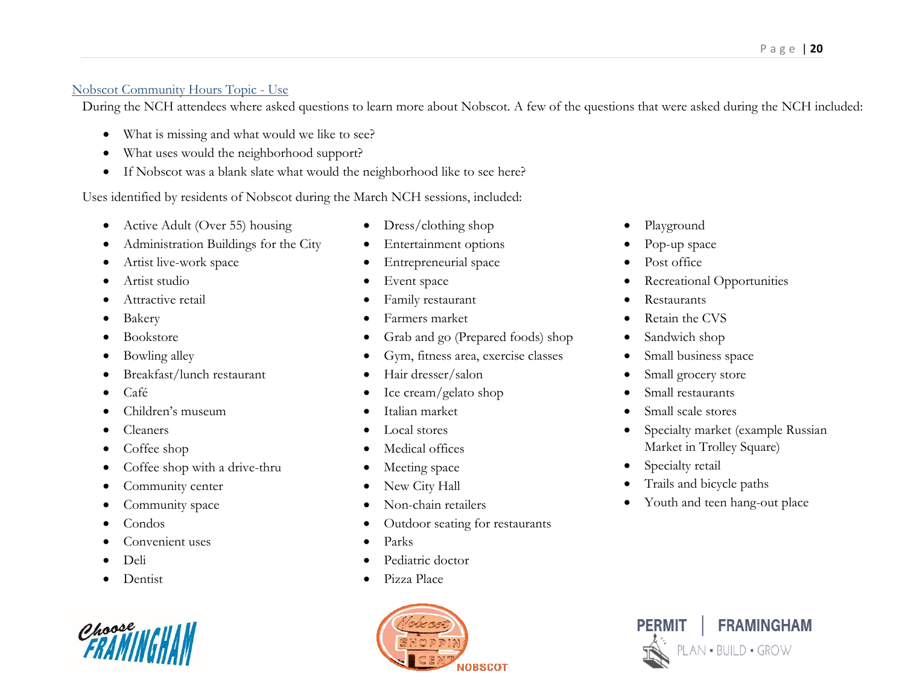## Nobscot Community Hours Topic - Use

During the NCH attendees where asked questions to learn more about Nobscot. A few of the questions that were asked during the NCH included:

- What is missing and what would we like to see?
- What uses would the neighborhood support?
- If Nobscot was a blank slate what would the neighborhood like to see here?

Uses identified by residents of Nobscot during the March NCH sessions, included:

- Active Adult (Over 55) housing
- Administration Buildings for the City
- Artist live-work space
- Artist studio
- Attractive retail
- Bakery
- Bookstore
- Bowling alley
- Breakfast/lunch restaurant
- Café
- Children's museum
- Cleaners
- Coffee shop
- Coffee shop with a drive-thru
- Community center
- Community space
- Condos
- Convenient uses
- Deli
- Dentist
- Dress/clothing shop
- Entertainment options
- Entrepreneurial space
- Event space
- Family restaurant
- Farmers market
- Grab and go (Prepared foods) shop
- Gym, fitness area, exercise classes
- Hair dresser/salon
- Ice cream/gelato shop
- Italian market
- Local stores
- Medical offices
- Meeting space
- New City Hall
- Non-chain retailers
- Outdoor seating for restaurants
- Parks
- Pediatric doctor
- Pizza Place
- Playground
- Pop-up space
- Post office
- Recreational Opportunities
- Restaurants
- Retain the CVS
- Sandwich shop
- Small business space
- Small grocery store
- Small restaurants
- Small scale stores
- Specialty market (example Russian Market in Trolley Square)
- Specialty retail
- Trails and bicycle paths
- Youth and teen hang-out place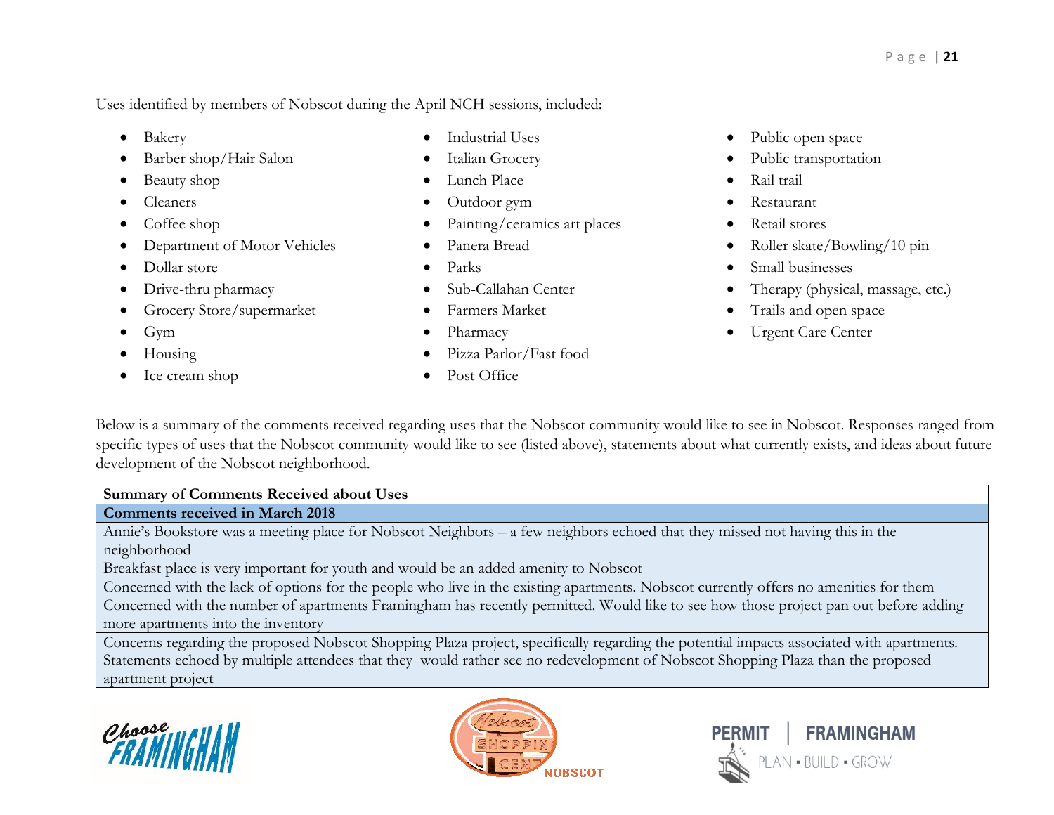Uses identified by members of Nobscot during the April NCH sessions, included:

- Bakery
- Barber shop/Hair Salon
- Beauty shop
- Cleaners
- Coffee shop
- Department of Motor Vehicles
- Dollar store
- Drive-thru pharmacy
- Grocery Store/supermarket
- Gym
- Housing
- Ice cream shop
- Industrial Uses
- Italian Grocery
- Lunch Place
- Outdoor gym
- Painting/ceramics art places
- Panera Bread
- Parks
- Sub-Callahan Center
- Farmers Market
- Pharmacy
- Pizza Parlor/Fast food
- Post Office
- Public open space
- Public transportation
- Rail trail
- Restaurant
- Retail stores
- Roller skate/Bowling/10 pin
- Small businesses
- Therapy (physical, massage, etc.)
- Trails and open space
- Urgent Care Center

Below is a summary of the comments received regarding uses that the Nobscot community would like to see in Nobscot. Responses ranged from specific types of uses that the Nobscot community would like to see (listed above), statements about what currently exists, and ideas about future development of the Nobscot neighborhood.

| Summary of Comments Received about Uses |
|---|
| **Comments received in March 2018** |
| Annie's Bookstore was a meeting place for Nobscot Neighbors – a few neighbors echoed that they missed not having this in the neighborhood |
| Breakfast place is very important for youth and would be an added amenity to Nobscot |
| Concerned with the lack of options for the people who live in the existing apartments. Nobscot currently offers no amenities for them |
| Concerned with the number of apartments Framingham has recently permitted. Would like to see how those project pan out before adding more apartments into the inventory |
| Concerns regarding the proposed Nobscot Shopping Plaza project, specifically regarding the potential impacts associated with apartments. Statements echoed by multiple attendees that they would rather see no redevelopment of Nobscot Shopping Plaza than the proposed apartment project |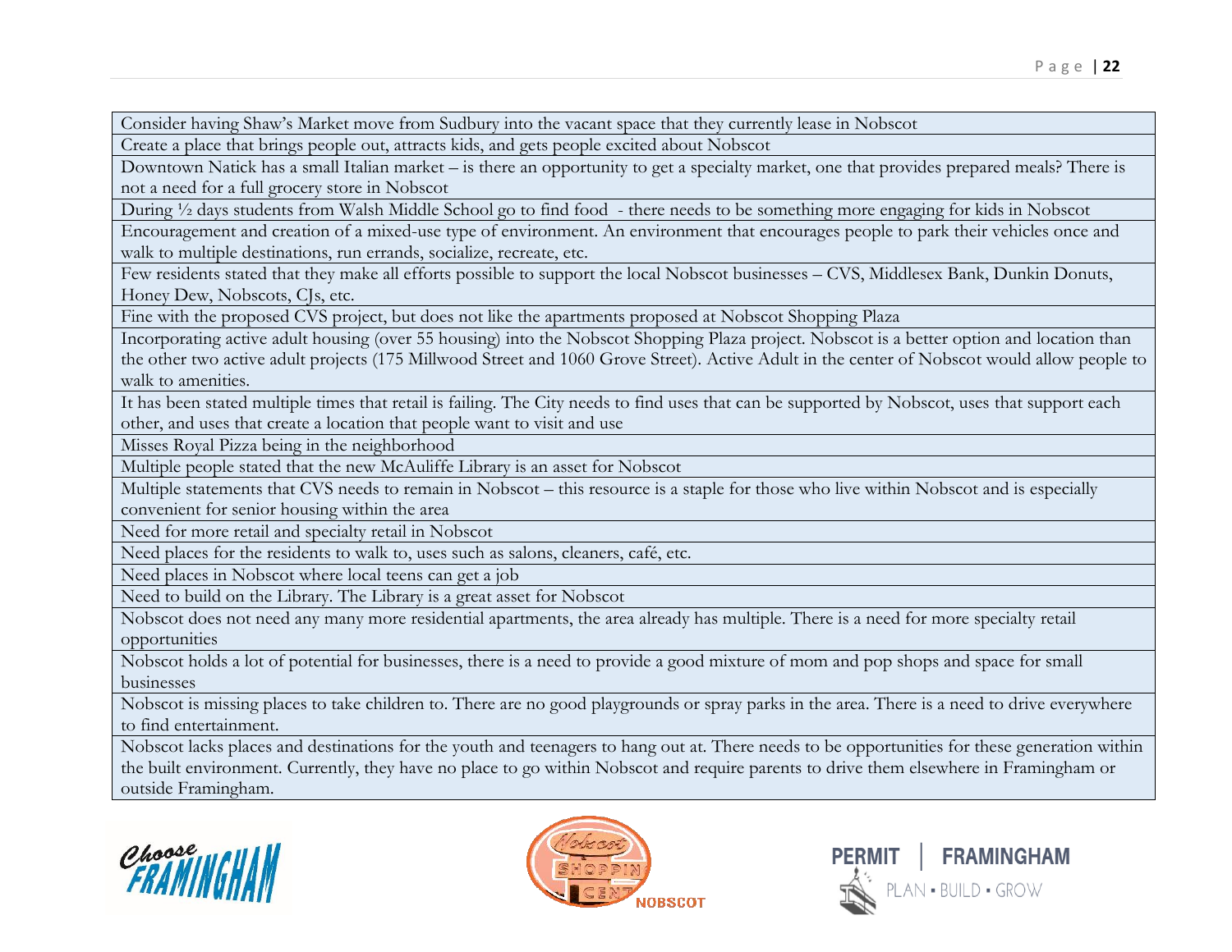| |
|---|
| Consider having Shaw's Market move from Sudbury into the vacant space that they currently lease in Nobscot |
| Create a place that brings people out, attracts kids, and gets people excited about Nobscot |
| Downtown Natick has a small Italian market – is there an opportunity to get a specialty market, one that provides prepared meals? There is not a need for a full grocery store in Nobscot |
| During ½ days students from Walsh Middle School go to find food - there needs to be something more engaging for kids in Nobscot |
| Encouragement and creation of a mixed-use type of environment. An environment that encourages people to park their vehicles once and walk to multiple destinations, run errands, socialize, recreate, etc. |
| Few residents stated that they make all efforts possible to support the local Nobscot businesses – CVS, Middlesex Bank, Dunkin Donuts, Honey Dew, Nobscots, CJs, etc. |
| Fine with the proposed CVS project, but does not like the apartments proposed at Nobscot Shopping Plaza |
| Incorporating active adult housing (over 55 housing) into the Nobscot Shopping Plaza project. Nobscot is a better option and location than the other two active adult projects (175 Millwood Street and 1060 Grove Street). Active Adult in the center of Nobscot would allow people to walk to amenities. |
| It has been stated multiple times that retail is failing. The City needs to find uses that can be supported by Nobscot, uses that support each other, and uses that create a location that people want to visit and use |
| Misses Royal Pizza being in the neighborhood |
| Multiple people stated that the new McAuliffe Library is an asset for Nobscot |
| Multiple statements that CVS needs to remain in Nobscot – this resource is a staple for those who live within Nobscot and is especially convenient for senior housing within the area |
| Need for more retail and specialty retail in Nobscot |
| Need places for the residents to walk to, uses such as salons, cleaners, café, etc. |
| Need places in Nobscot where local teens can get a job |
| Need to build on the Library. The Library is a great asset for Nobscot |
| Nobscot does not need any many more residential apartments, the area already has multiple. There is a need for more specialty retail opportunities |
| Nobscot holds a lot of potential for businesses, there is a need to provide a good mixture of mom and pop shops and space for small businesses |
| Nobscot is missing places to take children to. There are no good playgrounds or spray parks in the area. There is a need to drive everywhere to find entertainment. |
| Nobscot lacks places and destinations for the youth and teenagers to hang out at. There needs to be opportunities for these generation within the built environment. Currently, they have no place to go within Nobscot and require parents to drive them elsewhere in Framingham or outside Framingham. |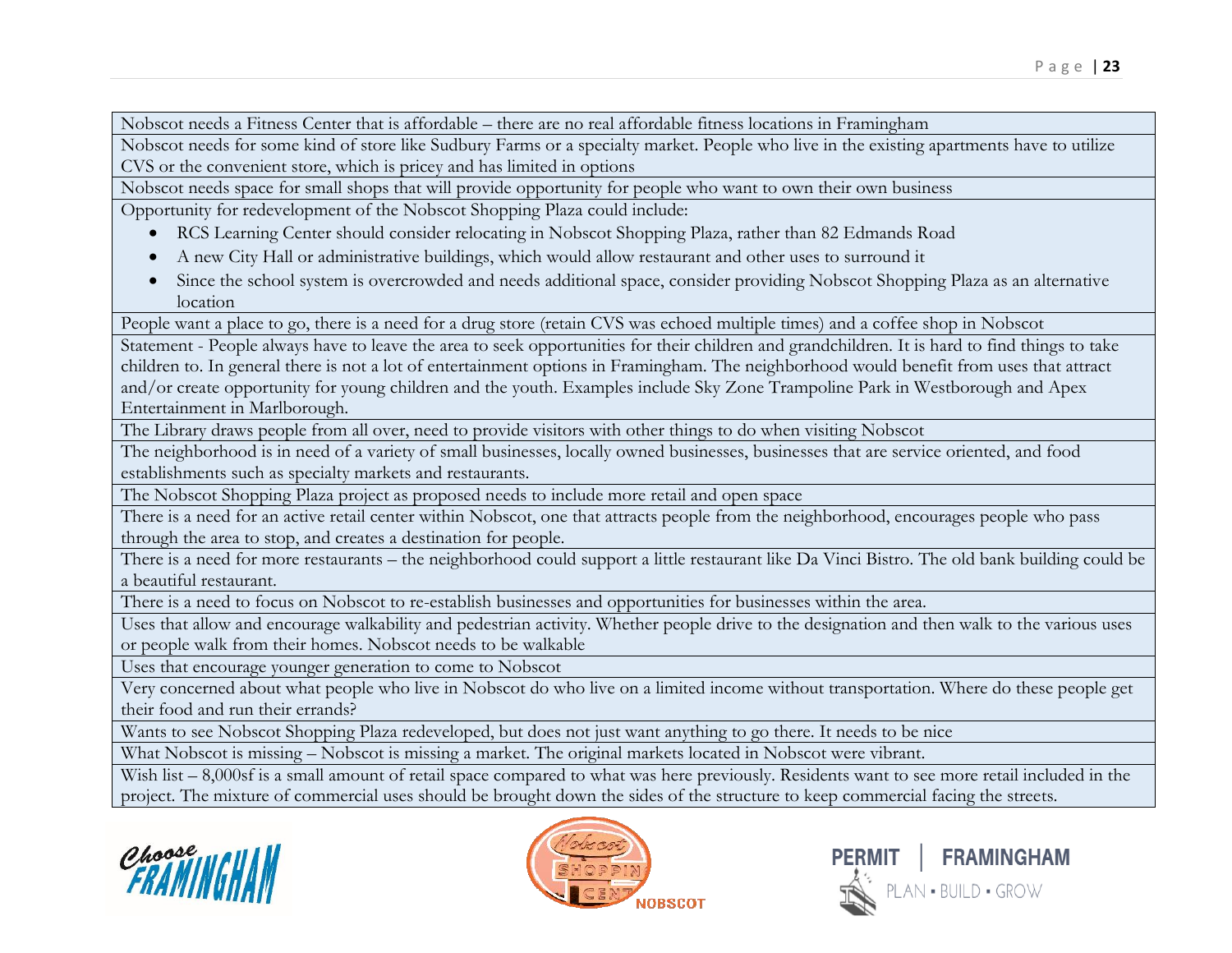| |
|---|
| Nobscot needs a Fitness Center that is affordable – there are no real affordable fitness locations in Framingham |
| Nobscot needs for some kind of store like Sudbury Farms or a specialty market. People who live in the existing apartments have to utilize CVS or the convenient store, which is pricey and has limited in options |
| Nobscot needs space for small shops that will provide opportunity for people who want to own their own business |
| Opportunity for redevelopment of the Nobscot Shopping Plaza could include: <br>• RCS Learning Center should consider relocating in Nobscot Shopping Plaza, rather than 82 Edmands Road <br>• A new City Hall or administrative buildings, which would allow restaurant and other uses to surround it <br>• Since the school system is overcrowded and needs additional space, consider providing Nobscot Shopping Plaza as an alternative location |
| People want a place to go, there is a need for a drug store (retain CVS was echoed multiple times) and a coffee shop in Nobscot |
| Statement - People always have to leave the area to seek opportunities for their children and grandchildren. It is hard to find things to take children to. In general there is not a lot of entertainment options in Framingham. The neighborhood would benefit from uses that attract and/or create opportunity for young children and the youth. Examples include Sky Zone Trampoline Park in Westborough and Apex Entertainment in Marlborough. |
| The Library draws people from all over, need to provide visitors with other things to do when visiting Nobscot |
| The neighborhood is in need of a variety of small businesses, locally owned businesses, businesses that are service oriented, and food establishments such as specialty markets and restaurants. |
| The Nobscot Shopping Plaza project as proposed needs to include more retail and open space |
| There is a need for an active retail center within Nobscot, one that attracts people from the neighborhood, encourages people who pass through the area to stop, and creates a destination for people. |
| There is a need for more restaurants – the neighborhood could support a little restaurant like Da Vinci Bistro. The old bank building could be a beautiful restaurant. |
| There is a need to focus on Nobscot to re-establish businesses and opportunities for businesses within the area. |
| Uses that allow and encourage walkability and pedestrian activity. Whether people drive to the designation and then walk to the various uses or people walk from their homes. Nobscot needs to be walkable |
| Uses that encourage younger generation to come to Nobscot |
| Very concerned about what people who live in Nobscot do who live on a limited income without transportation. Where do these people get their food and run their errands? |
| Wants to see Nobscot Shopping Plaza redeveloped, but does not just want anything to go there. It needs to be nice |
| What Nobscot is missing – Nobscot is missing a market. The original markets located in Nobscot were vibrant. |
| Wish list – 8,000sf is a small amount of retail space compared to what was here previously. Residents want to see more retail included in the project. The mixture of commercial uses should be brought down the sides of the structure to keep commercial facing the streets. |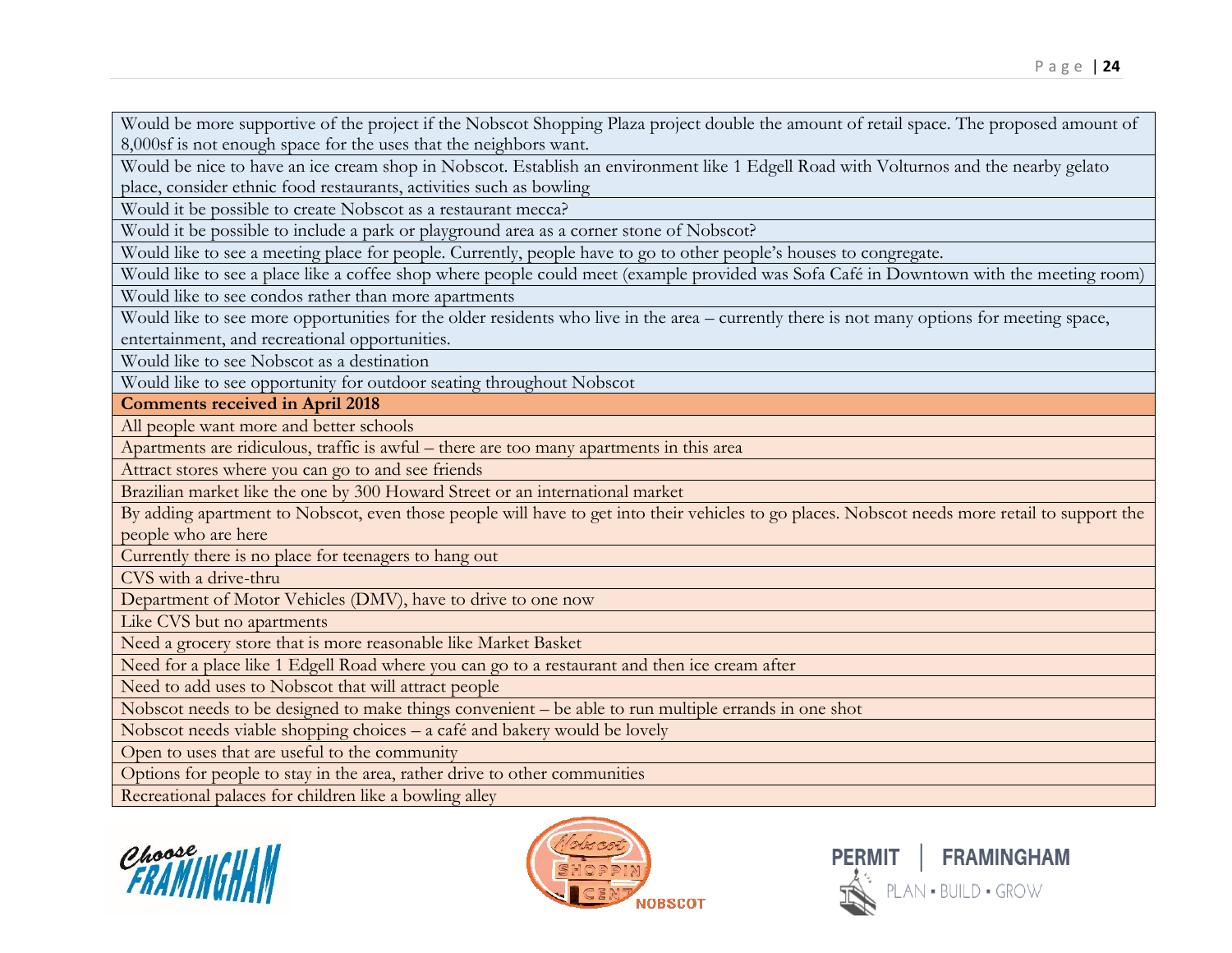| Would be more supportive of the project if the Nobscot Shopping Plaza project double the amount of retail space. The proposed amount of 8,000sf is not enough space for the uses that the neighbors want. |
|---|
| Would be nice to have an ice cream shop in Nobscot. Establish an environment like 1 Edgell Road with Volturnos and the nearby gelato place, consider ethnic food restaurants, activities such as bowling |
| Would it be possible to create Nobscot as a restaurant mecca? |
| Would it be possible to include a park or playground area as a corner stone of Nobscot? |
| Would like to see a meeting place for people. Currently, people have to go to other people's houses to congregate. |
| Would like to see a place like a coffee shop where people could meet (example provided was Sofa Café in Downtown with the meeting room) |
| Would like to see condos rather than more apartments |
| Would like to see more opportunities for the older residents who live in the area – currently there is not many options for meeting space, entertainment, and recreational opportunities. |
| Would like to see Nobscot as a destination |
| Would like to see opportunity for outdoor seating throughout Nobscot |
| **Comments received in April 2018** |
| All people want more and better schools |
| Apartments are ridiculous, traffic is awful – there are too many apartments in this area |
| Attract stores where you can go to and see friends |
| Brazilian market like the one by 300 Howard Street or an international market |
| By adding apartment to Nobscot, even those people will have to get into their vehicles to go places. Nobscot needs more retail to support the people who are here |
| Currently there is no place for teenagers to hang out |
| CVS with a drive-thru |
| Department of Motor Vehicles (DMV), have to drive to one now |
| Like CVS but no apartments |
| Need a grocery store that is more reasonable like Market Basket |
| Need for a place like 1 Edgell Road where you can go to a restaurant and then ice cream after |
| Need to add uses to Nobscot that will attract people |
| Nobscot needs to be designed to make things convenient – be able to run multiple errands in one shot |
| Nobscot needs viable shopping choices – a café and bakery would be lovely |
| Open to uses that are useful to the community |
| Options for people to stay in the area, rather drive to other communities |
| Recreational palaces for children like a bowling alley |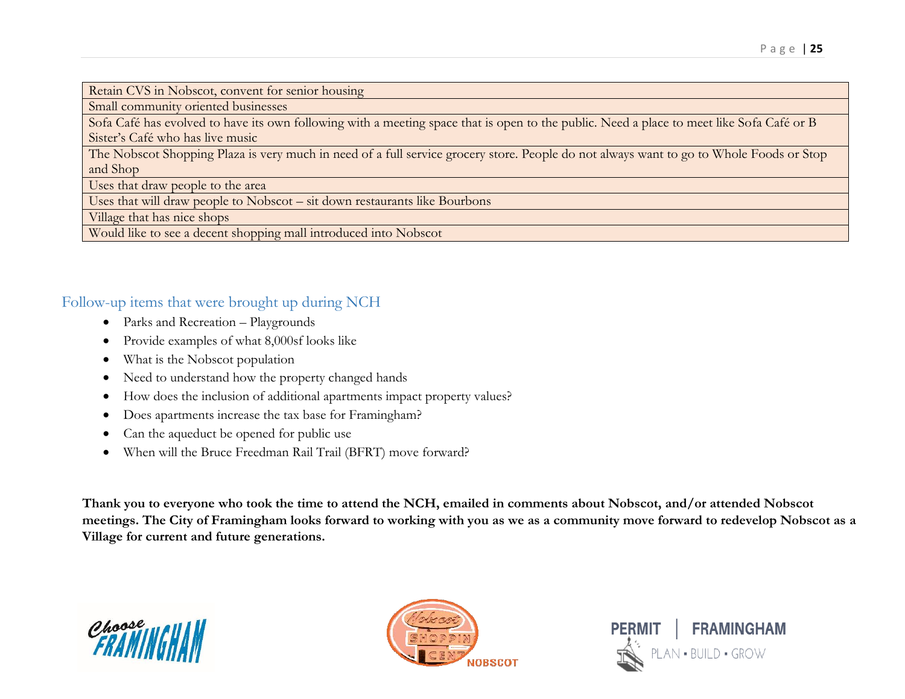| |
|---|
| Retain CVS in Nobscot, convent for senior housing |
| Small community oriented businesses |
| Sofa Café has evolved to have its own following with a meeting space that is open to the public. Need a place to meet like Sofa Café or B Sister's Café who has live music |
| The Nobscot Shopping Plaza is very much in need of a full service grocery store. People do not always want to go to Whole Foods or Stop and Shop |
| Uses that draw people to the area |
| Uses that will draw people to Nobscot – sit down restaurants like Bourbons |
| Village that has nice shops |
| Would like to see a decent shopping mall introduced into Nobscot |

## Follow-up items that were brought up during NCH

- Parks and Recreation – Playgrounds
- Provide examples of what 8,000sf looks like
- What is the Nobscot population
- Need to understand how the property changed hands
- How does the inclusion of additional apartments impact property values?
- Does apartments increase the tax base for Framingham?
- Can the aqueduct be opened for public use
- When will the Bruce Freedman Rail Trail (BFRT) move forward?

**Thank you to everyone who took the time to attend the NCH, emailed in comments about Nobscot, and/or attended Nobscot meetings. The City of Framingham looks forward to working with you as we as a community move forward to redevelop Nobscot as a Village for current and future generations.**